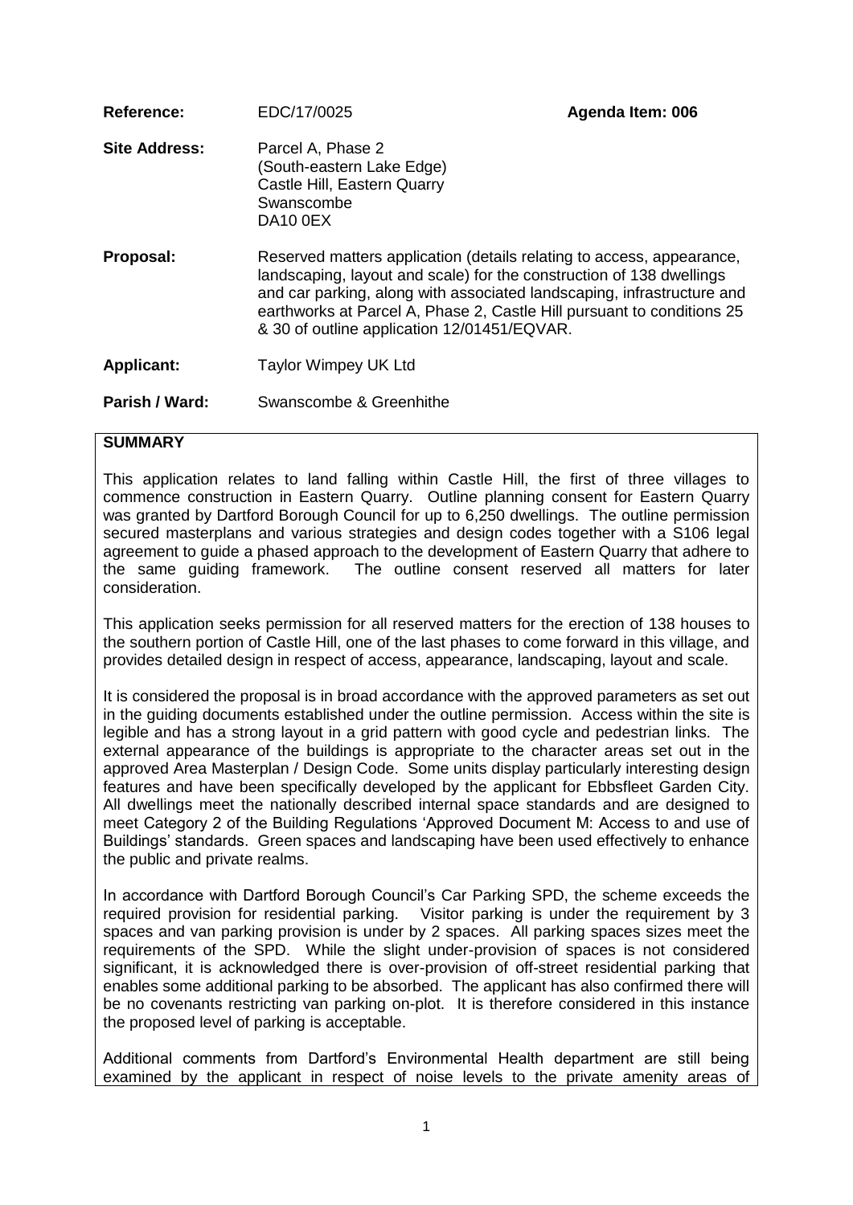| | | |
|---|---|---|
| **Reference:** | EDC/17/0025 | **Agenda Item: 006** |
| **Site Address:** | Parcel A, Phase 2<br>(South-eastern Lake Edge)<br>Castle Hill, Eastern Quarry<br>Swanscombe<br>DA10 0EX | |
| **Proposal:** | Reserved matters application (details relating to access, appearance, landscaping, layout and scale) for the construction of 138 dwellings and car parking, along with associated landscaping, infrastructure and earthworks at Parcel A, Phase 2, Castle Hill pursuant to conditions 25 & 30 of outline application 12/01451/EQVAR. | |
| **Applicant:** | Taylor Wimpey UK Ltd | |
| **Parish / Ward:** | Swanscombe & Greenhithe | |

## SUMMARY

This application relates to land falling within Castle Hill, the first of three villages to commence construction in Eastern Quarry. Outline planning consent for Eastern Quarry was granted by Dartford Borough Council for up to 6,250 dwellings. The outline permission secured masterplans and various strategies and design codes together with a S106 legal agreement to guide a phased approach to the development of Eastern Quarry that adhere to the same guiding framework. The outline consent reserved all matters for later consideration.

This application seeks permission for all reserved matters for the erection of 138 houses to the southern portion of Castle Hill, one of the last phases to come forward in this village, and provides detailed design in respect of access, appearance, landscaping, layout and scale.

It is considered the proposal is in broad accordance with the approved parameters as set out in the guiding documents established under the outline permission. Access within the site is legible and has a strong layout in a grid pattern with good cycle and pedestrian links. The external appearance of the buildings is appropriate to the character areas set out in the approved Area Masterplan / Design Code. Some units display particularly interesting design features and have been specifically developed by the applicant for Ebbsfleet Garden City. All dwellings meet the nationally described internal space standards and are designed to meet Category 2 of the Building Regulations 'Approved Document M: Access to and use of Buildings' standards. Green spaces and landscaping have been used effectively to enhance the public and private realms.

In accordance with Dartford Borough Council's Car Parking SPD, the scheme exceeds the required provision for residential parking. Visitor parking is under the requirement by 3 spaces and van parking provision is under by 2 spaces. All parking spaces sizes meet the requirements of the SPD. While the slight under-provision of spaces is not considered significant, it is acknowledged there is over-provision of off-street residential parking that enables some additional parking to be absorbed. The applicant has also confirmed there will be no covenants restricting van parking on-plot. It is therefore considered in this instance the proposed level of parking is acceptable.

Additional comments from Dartford's Environmental Health department are still being examined by the applicant in respect of noise levels to the private amenity areas of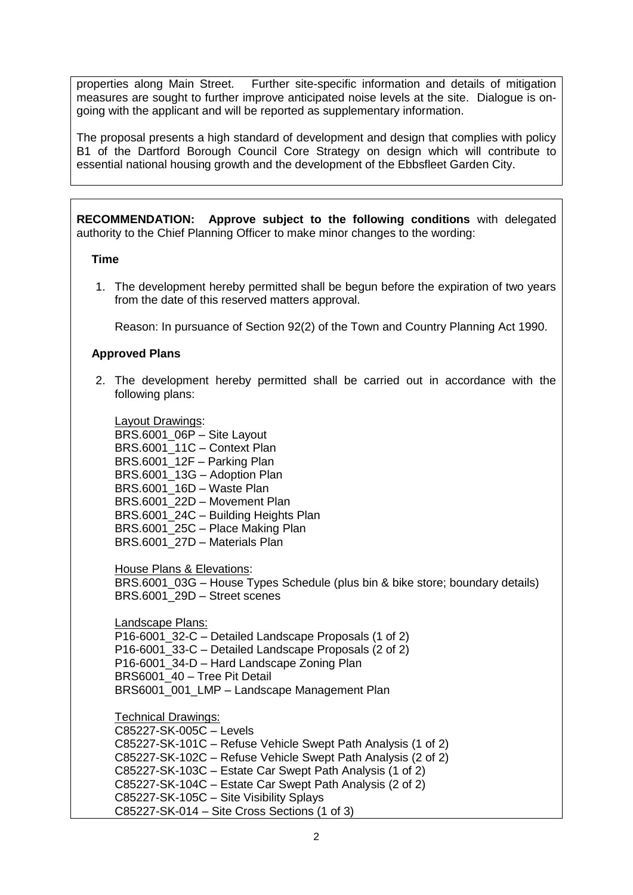properties along Main Street. Further site-specific information and details of mitigation measures are sought to further improve anticipated noise levels at the site. Dialogue is on-going with the applicant and will be reported as supplementary information.

The proposal presents a high standard of development and design that complies with policy B1 of the Dartford Borough Council Core Strategy on design which will contribute to essential national housing growth and the development of the Ebbsfleet Garden City.

**RECOMMENDATION: Approve subject to the following conditions** with delegated authority to the Chief Planning Officer to make minor changes to the wording:

**Time**

1. The development hereby permitted shall be begun before the expiration of two years from the date of this reserved matters approval.

   Reason: In pursuance of Section 92(2) of the Town and Country Planning Act 1990.

**Approved Plans**

2. The development hereby permitted shall be carried out in accordance with the following plans:

   Layout Drawings:
   BRS.6001_06P – Site Layout
   BRS.6001_11C – Context Plan
   BRS.6001_12F – Parking Plan
   BRS.6001_13G – Adoption Plan
   BRS.6001_16D – Waste Plan
   BRS.6001_22D – Movement Plan
   BRS.6001_24C – Building Heights Plan
   BRS.6001_25C – Place Making Plan
   BRS.6001_27D – Materials Plan

   House Plans & Elevations:
   BRS.6001_03G – House Types Schedule (plus bin & bike store; boundary details)
   BRS.6001_29D – Street scenes

   Landscape Plans:
   P16-6001_32-C – Detailed Landscape Proposals (1 of 2)
   P16-6001_33-C – Detailed Landscape Proposals (2 of 2)
   P16-6001_34-D – Hard Landscape Zoning Plan
   BRS6001_40 – Tree Pit Detail
   BRS6001_001_LMP – Landscape Management Plan

   Technical Drawings:
   C85227-SK-005C – Levels
   C85227-SK-101C – Refuse Vehicle Swept Path Analysis (1 of 2)
   C85227-SK-102C – Refuse Vehicle Swept Path Analysis (2 of 2)
   C85227-SK-103C – Estate Car Swept Path Analysis (1 of 2)
   C85227-SK-104C – Estate Car Swept Path Analysis (2 of 2)
   C85227-SK-105C – Site Visibility Splays
   C85227-SK-014 – Site Cross Sections (1 of 3)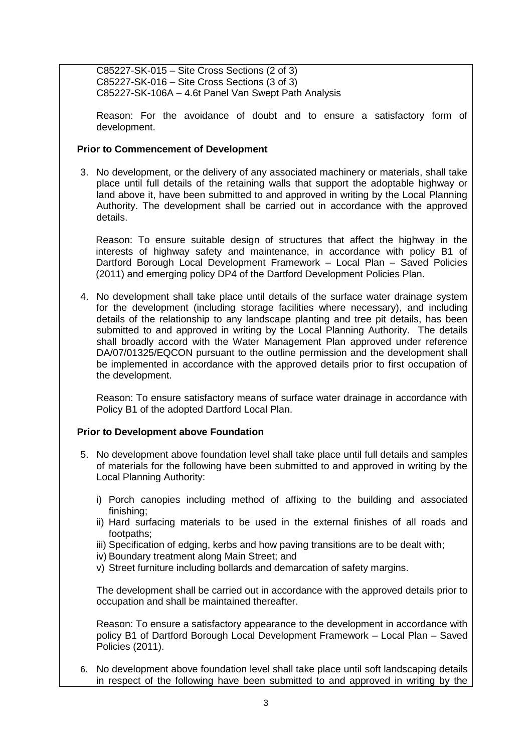C85227-SK-015 – Site Cross Sections (2 of 3)
C85227-SK-016 – Site Cross Sections (3 of 3)
C85227-SK-106A – 4.6t Panel Van Swept Path Analysis

Reason: For the avoidance of doubt and to ensure a satisfactory form of development.

**Prior to Commencement of Development**

3. No development, or the delivery of any associated machinery or materials, shall take place until full details of the retaining walls that support the adoptable highway or land above it, have been submitted to and approved in writing by the Local Planning Authority. The development shall be carried out in accordance with the approved details.

   Reason: To ensure suitable design of structures that affect the highway in the interests of highway safety and maintenance, in accordance with policy B1 of Dartford Borough Local Development Framework – Local Plan – Saved Policies (2011) and emerging policy DP4 of the Dartford Development Policies Plan.

4. No development shall take place until details of the surface water drainage system for the development (including storage facilities where necessary), and including details of the relationship to any landscape planting and tree pit details, has been submitted to and approved in writing by the Local Planning Authority. The details shall broadly accord with the Water Management Plan approved under reference DA/07/01325/EQCON pursuant to the outline permission and the development shall be implemented in accordance with the approved details prior to first occupation of the development.

   Reason: To ensure satisfactory means of surface water drainage in accordance with Policy B1 of the adopted Dartford Local Plan.

**Prior to Development above Foundation**

5. No development above foundation level shall take place until full details and samples of materials for the following have been submitted to and approved in writing by the Local Planning Authority:

   i) Porch canopies including method of affixing to the building and associated finishing;
   ii) Hard surfacing materials to be used in the external finishes of all roads and footpaths;
   iii) Specification of edging, kerbs and how paving transitions are to be dealt with;
   iv) Boundary treatment along Main Street; and
   v) Street furniture including bollards and demarcation of safety margins.

   The development shall be carried out in accordance with the approved details prior to occupation and shall be maintained thereafter.

   Reason: To ensure a satisfactory appearance to the development in accordance with policy B1 of Dartford Borough Local Development Framework – Local Plan – Saved Policies (2011).

6. No development above foundation level shall take place until soft landscaping details in respect of the following have been submitted to and approved in writing by the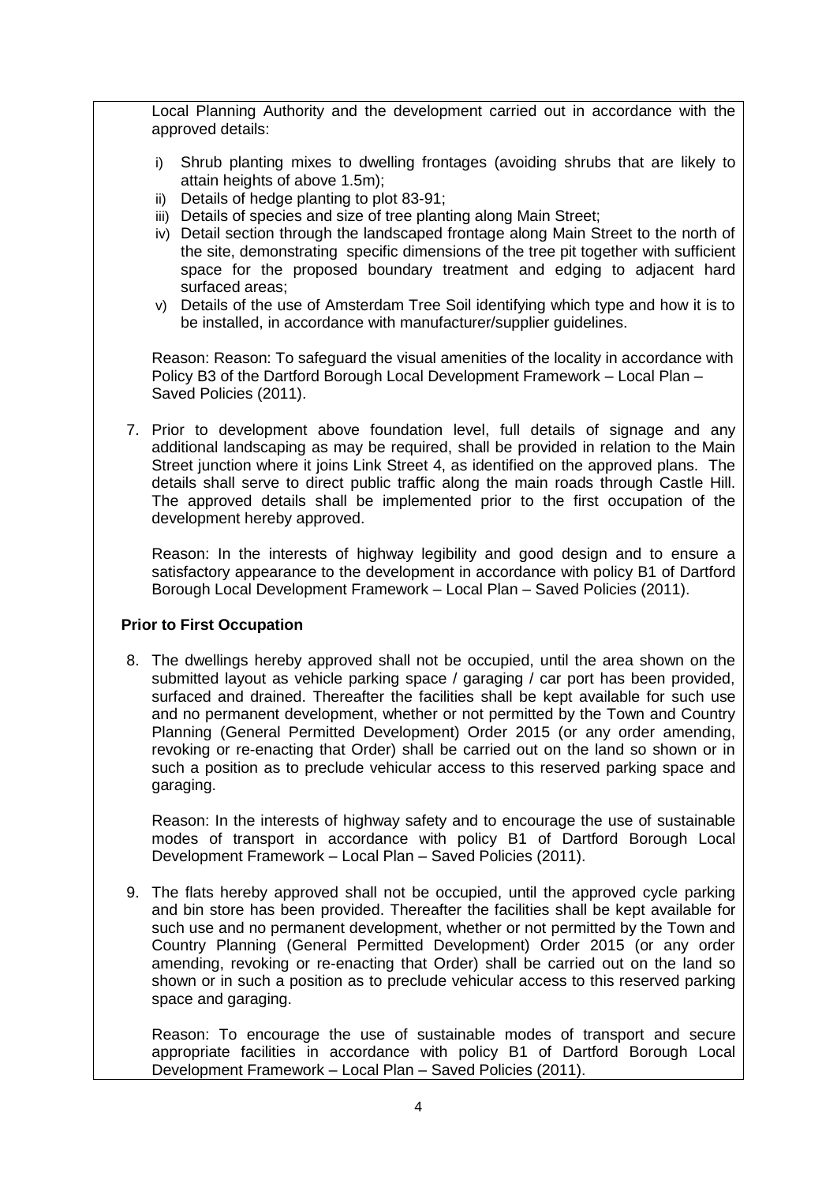Local Planning Authority and the development carried out in accordance with the approved details:

i) Shrub planting mixes to dwelling frontages (avoiding shrubs that are likely to attain heights of above 1.5m);
ii) Details of hedge planting to plot 83-91;
iii) Details of species and size of tree planting along Main Street;
iv) Detail section through the landscaped frontage along Main Street to the north of the site, demonstrating specific dimensions of the tree pit together with sufficient space for the proposed boundary treatment and edging to adjacent hard surfaced areas;
v) Details of the use of Amsterdam Tree Soil identifying which type and how it is to be installed, in accordance with manufacturer/supplier guidelines.

Reason: Reason: To safeguard the visual amenities of the locality in accordance with Policy B3 of the Dartford Borough Local Development Framework – Local Plan – Saved Policies (2011).

7. Prior to development above foundation level, full details of signage and any additional landscaping as may be required, shall be provided in relation to the Main Street junction where it joins Link Street 4, as identified on the approved plans. The details shall serve to direct public traffic along the main roads through Castle Hill. The approved details shall be implemented prior to the first occupation of the development hereby approved.

   Reason: In the interests of highway legibility and good design and to ensure a satisfactory appearance to the development in accordance with policy B1 of Dartford Borough Local Development Framework – Local Plan – Saved Policies (2011).

**Prior to First Occupation**

8. The dwellings hereby approved shall not be occupied, until the area shown on the submitted layout as vehicle parking space / garaging / car port has been provided, surfaced and drained. Thereafter the facilities shall be kept available for such use and no permanent development, whether or not permitted by the Town and Country Planning (General Permitted Development) Order 2015 (or any order amending, revoking or re-enacting that Order) shall be carried out on the land so shown or in such a position as to preclude vehicular access to this reserved parking space and garaging.

   Reason: In the interests of highway safety and to encourage the use of sustainable modes of transport in accordance with policy B1 of Dartford Borough Local Development Framework – Local Plan – Saved Policies (2011).

9. The flats hereby approved shall not be occupied, until the approved cycle parking and bin store has been provided. Thereafter the facilities shall be kept available for such use and no permanent development, whether or not permitted by the Town and Country Planning (General Permitted Development) Order 2015 (or any order amending, revoking or re-enacting that Order) shall be carried out on the land so shown or in such a position as to preclude vehicular access to this reserved parking space and garaging.

   Reason: To encourage the use of sustainable modes of transport and secure appropriate facilities in accordance with policy B1 of Dartford Borough Local Development Framework – Local Plan – Saved Policies (2011).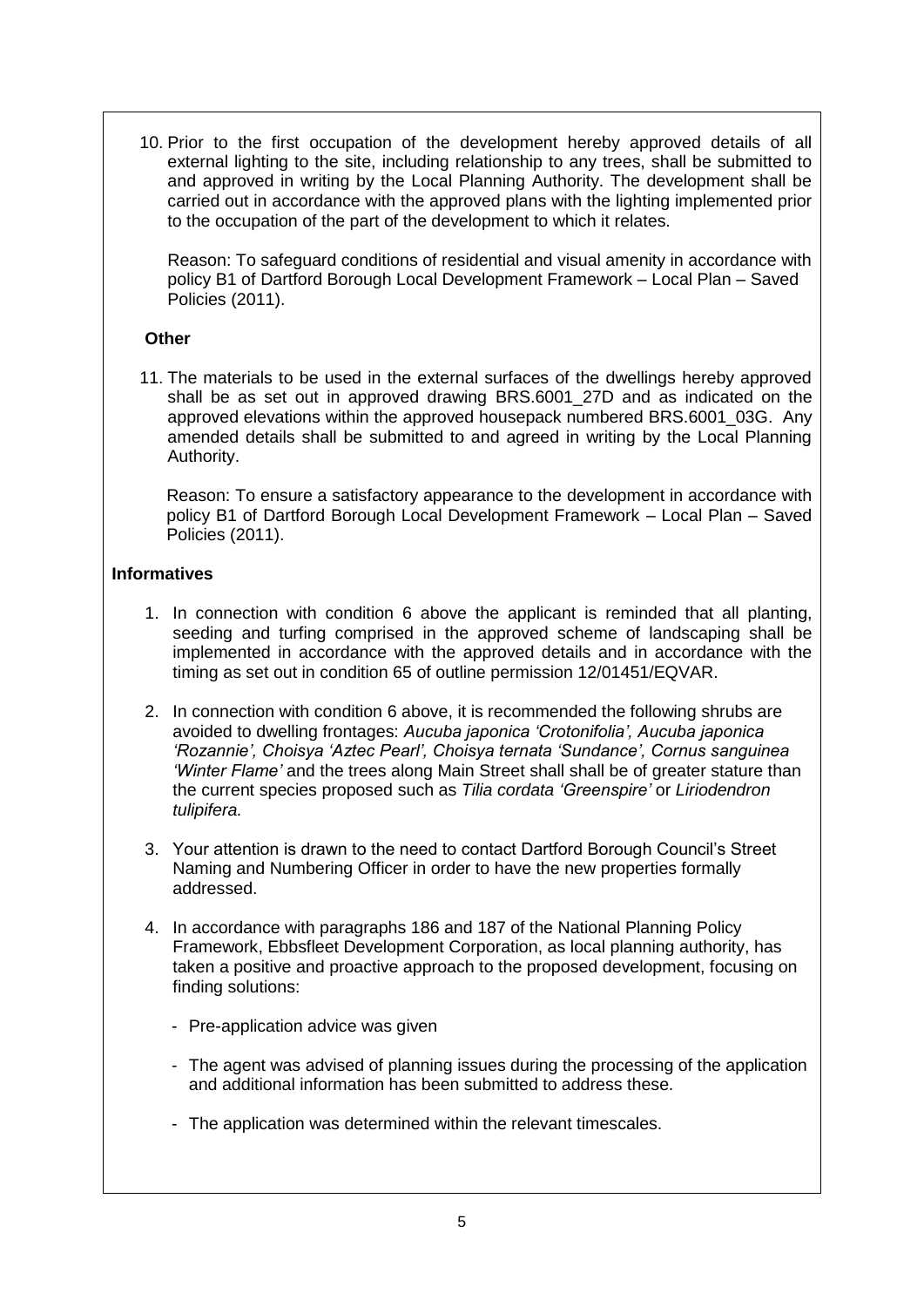10. Prior to the first occupation of the development hereby approved details of all external lighting to the site, including relationship to any trees, shall be submitted to and approved in writing by the Local Planning Authority. The development shall be carried out in accordance with the approved plans with the lighting implemented prior to the occupation of the part of the development to which it relates.

    Reason: To safeguard conditions of residential and visual amenity in accordance with policy B1 of Dartford Borough Local Development Framework – Local Plan – Saved Policies (2011).

**Other**

11. The materials to be used in the external surfaces of the dwellings hereby approved shall be as set out in approved drawing BRS.6001_27D and as indicated on the approved elevations within the approved housepack numbered BRS.6001_03G. Any amended details shall be submitted to and agreed in writing by the Local Planning Authority.

    Reason: To ensure a satisfactory appearance to the development in accordance with policy B1 of Dartford Borough Local Development Framework – Local Plan – Saved Policies (2011).

## Informatives

1. In connection with condition 6 above the applicant is reminded that all planting, seeding and turfing comprised in the approved scheme of landscaping shall be implemented in accordance with the approved details and in accordance with the timing as set out in condition 65 of outline permission 12/01451/EQVAR.

2. In connection with condition 6 above, it is recommended the following shrubs are avoided to dwelling frontages: *Aucuba japonica 'Crotonifolia', Aucuba japonica 'Rozannie', Choisya 'Aztec Pearl', Choisya ternata 'Sundance', Cornus sanguinea 'Winter Flame'* and the trees along Main Street shall shall be of greater stature than the current species proposed such as *Tilia cordata 'Greenspire'* or *Liriodendron tulipifera.*

3. Your attention is drawn to the need to contact Dartford Borough Council's Street Naming and Numbering Officer in order to have the new properties formally addressed.

4. In accordance with paragraphs 186 and 187 of the National Planning Policy Framework, Ebbsfleet Development Corporation, as local planning authority, has taken a positive and proactive approach to the proposed development, focusing on finding solutions:

    - Pre-application advice was given

    - The agent was advised of planning issues during the processing of the application and additional information has been submitted to address these.

    - The application was determined within the relevant timescales.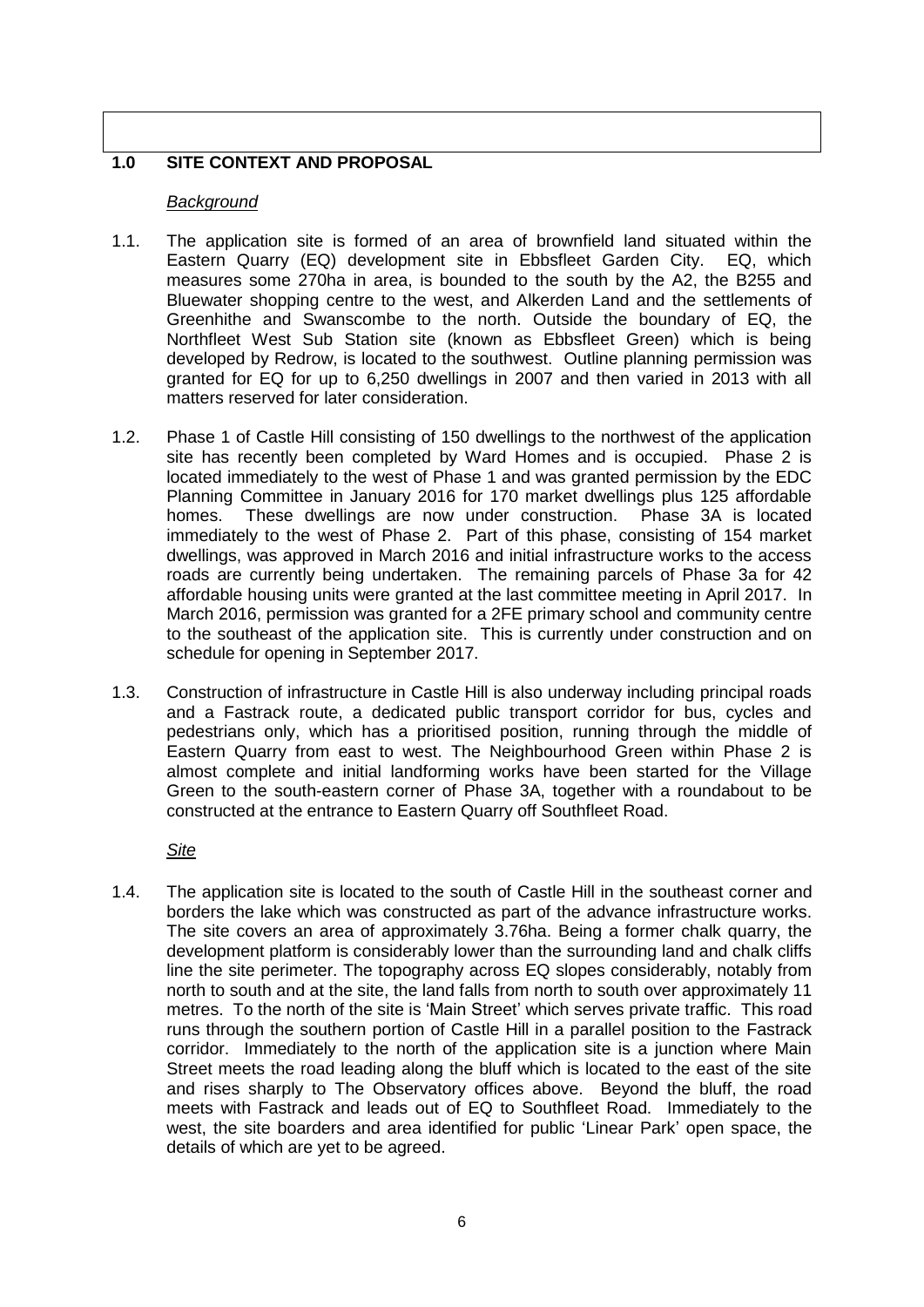## 1.0 SITE CONTEXT AND PROPOSAL

*Background*

1.1. The application site is formed of an area of brownfield land situated within the Eastern Quarry (EQ) development site in Ebbsfleet Garden City. EQ, which measures some 270ha in area, is bounded to the south by the A2, the B255 and Bluewater shopping centre to the west, and Alkerden Land and the settlements of Greenhithe and Swanscombe to the north. Outside the boundary of EQ, the Northfleet West Sub Station site (known as Ebbsfleet Green) which is being developed by Redrow, is located to the southwest. Outline planning permission was granted for EQ for up to 6,250 dwellings in 2007 and then varied in 2013 with all matters reserved for later consideration.

1.2. Phase 1 of Castle Hill consisting of 150 dwellings to the northwest of the application site has recently been completed by Ward Homes and is occupied. Phase 2 is located immediately to the west of Phase 1 and was granted permission by the EDC Planning Committee in January 2016 for 170 market dwellings plus 125 affordable homes. These dwellings are now under construction. Phase 3A is located immediately to the west of Phase 2. Part of this phase, consisting of 154 market dwellings, was approved in March 2016 and initial infrastructure works to the access roads are currently being undertaken. The remaining parcels of Phase 3a for 42 affordable housing units were granted at the last committee meeting in April 2017. In March 2016, permission was granted for a 2FE primary school and community centre to the southeast of the application site. This is currently under construction and on schedule for opening in September 2017.

1.3. Construction of infrastructure in Castle Hill is also underway including principal roads and a Fastrack route, a dedicated public transport corridor for bus, cycles and pedestrians only, which has a prioritised position, running through the middle of Eastern Quarry from east to west. The Neighbourhood Green within Phase 2 is almost complete and initial landforming works have been started for the Village Green to the south-eastern corner of Phase 3A, together with a roundabout to be constructed at the entrance to Eastern Quarry off Southfleet Road.

*Site*

1.4. The application site is located to the south of Castle Hill in the southeast corner and borders the lake which was constructed as part of the advance infrastructure works. The site covers an area of approximately 3.76ha. Being a former chalk quarry, the development platform is considerably lower than the surrounding land and chalk cliffs line the site perimeter. The topography across EQ slopes considerably, notably from north to south and at the site, the land falls from north to south over approximately 11 metres. To the north of the site is 'Main Street' which serves private traffic. This road runs through the southern portion of Castle Hill in a parallel position to the Fastrack corridor. Immediately to the north of the application site is a junction where Main Street meets the road leading along the bluff which is located to the east of the site and rises sharply to The Observatory offices above. Beyond the bluff, the road meets with Fastrack and leads out of EQ to Southfleet Road. Immediately to the west, the site boarders and area identified for public 'Linear Park' open space, the details of which are yet to be agreed.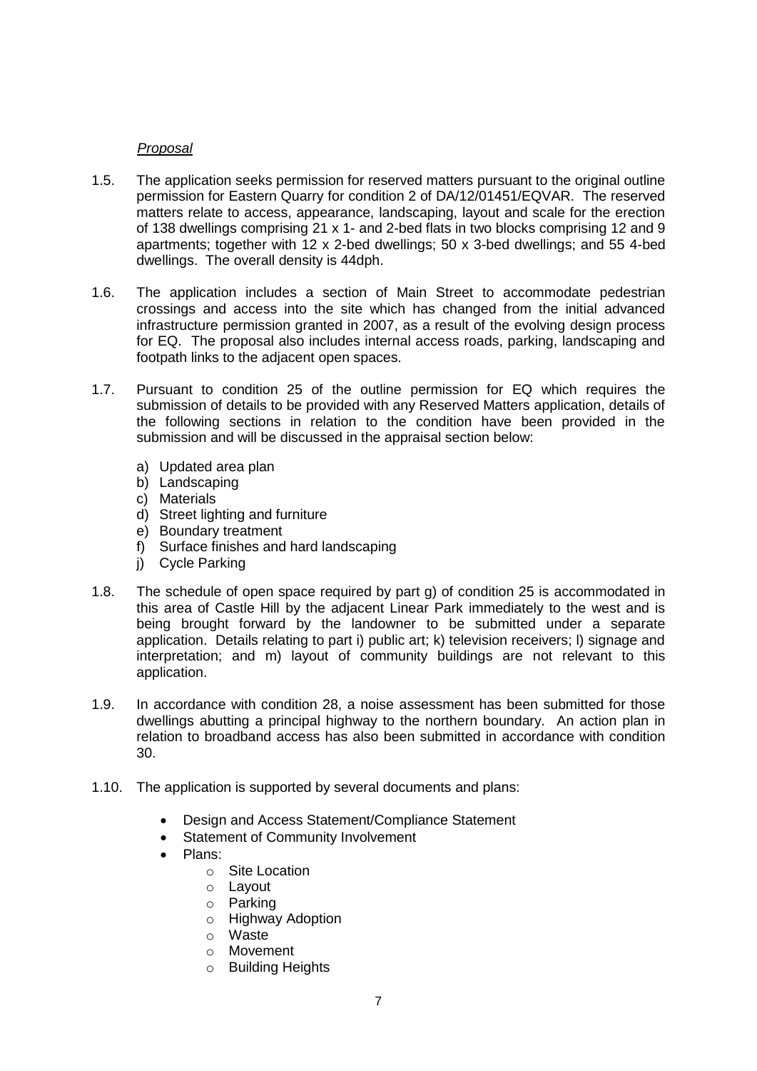*Proposal*

1.5. The application seeks permission for reserved matters pursuant to the original outline permission for Eastern Quarry for condition 2 of DA/12/01451/EQVAR. The reserved matters relate to access, appearance, landscaping, layout and scale for the erection of 138 dwellings comprising 21 x 1- and 2-bed flats in two blocks comprising 12 and 9 apartments; together with 12 x 2-bed dwellings; 50 x 3-bed dwellings; and 55 4-bed dwellings. The overall density is 44dph.

1.6. The application includes a section of Main Street to accommodate pedestrian crossings and access into the site which has changed from the initial advanced infrastructure permission granted in 2007, as a result of the evolving design process for EQ. The proposal also includes internal access roads, parking, landscaping and footpath links to the adjacent open spaces.

1.7. Pursuant to condition 25 of the outline permission for EQ which requires the submission of details to be provided with any Reserved Matters application, details of the following sections in relation to the condition have been provided in the submission and will be discussed in the appraisal section below:

a) Updated area plan
b) Landscaping
c) Materials
d) Street lighting and furniture
e) Boundary treatment
f) Surface finishes and hard landscaping
j) Cycle Parking

1.8. The schedule of open space required by part g) of condition 25 is accommodated in this area of Castle Hill by the adjacent Linear Park immediately to the west and is being brought forward by the landowner to be submitted under a separate application. Details relating to part i) public art; k) television receivers; l) signage and interpretation; and m) layout of community buildings are not relevant to this application.

1.9. In accordance with condition 28, a noise assessment has been submitted for those dwellings abutting a principal highway to the northern boundary. An action plan in relation to broadband access has also been submitted in accordance with condition 30.

1.10. The application is supported by several documents and plans:

- Design and Access Statement/Compliance Statement
- Statement of Community Involvement
- Plans:
  - Site Location
  - Layout
  - Parking
  - Highway Adoption
  - Waste
  - Movement
  - Building Heights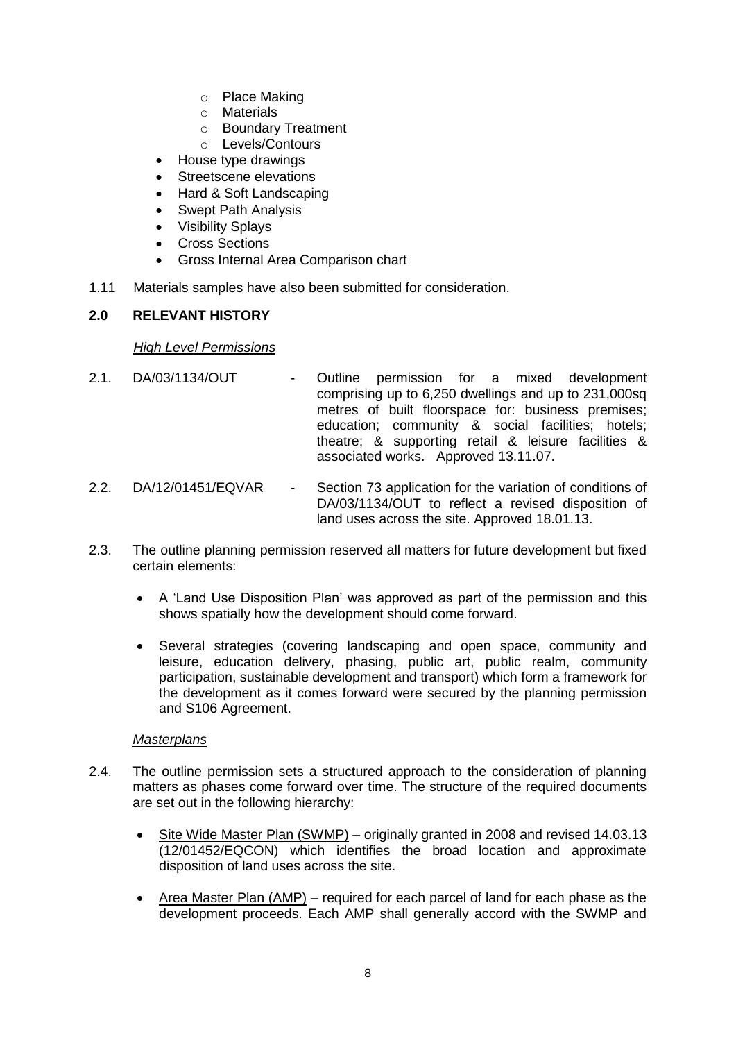- Place Making
  - Materials
  - Boundary Treatment
  - Levels/Contours
- House type drawings
- Streetscene elevations
- Hard & Soft Landscaping
- Swept Path Analysis
- Visibility Splays
- Cross Sections
- Gross Internal Area Comparison chart

1.11 Materials samples have also been submitted for consideration.

## 2.0 RELEVANT HISTORY

*High Level Permissions*

2.1. DA/03/1134/OUT - Outline permission for a mixed development comprising up to 6,250 dwellings and up to 231,000sq metres of built floorspace for: business premises; education; community & social facilities; hotels; theatre; & supporting retail & leisure facilities & associated works. Approved 13.11.07.

2.2. DA/12/01451/EQVAR - Section 73 application for the variation of conditions of DA/03/1134/OUT to reflect a revised disposition of land uses across the site. Approved 18.01.13.

2.3. The outline planning permission reserved all matters for future development but fixed certain elements:

- A 'Land Use Disposition Plan' was approved as part of the permission and this shows spatially how the development should come forward.
- Several strategies (covering landscaping and open space, community and leisure, education delivery, phasing, public art, public realm, community participation, sustainable development and transport) which form a framework for the development as it comes forward were secured by the planning permission and S106 Agreement.

*Masterplans*

2.4. The outline permission sets a structured approach to the consideration of planning matters as phases come forward over time. The structure of the required documents are set out in the following hierarchy:

- Site Wide Master Plan (SWMP) – originally granted in 2008 and revised 14.03.13 (12/01452/EQCON) which identifies the broad location and approximate disposition of land uses across the site.
- Area Master Plan (AMP) – required for each parcel of land for each phase as the development proceeds. Each AMP shall generally accord with the SWMP and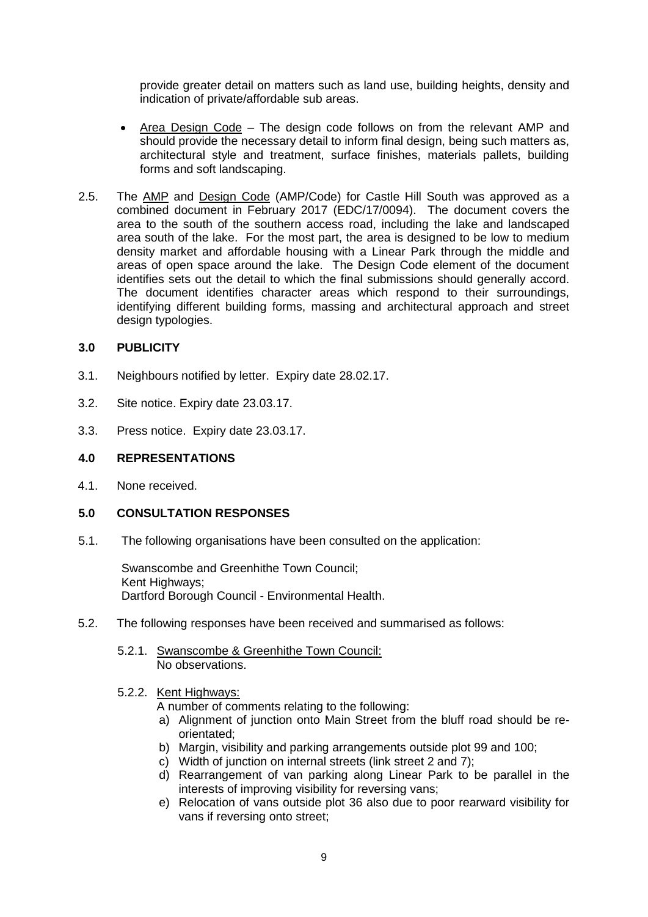provide greater detail on matters such as land use, building heights, density and indication of private/affordable sub areas.

- Area Design Code – The design code follows on from the relevant AMP and should provide the necessary detail to inform final design, being such matters as, architectural style and treatment, surface finishes, materials pallets, building forms and soft landscaping.

2.5. The AMP and Design Code (AMP/Code) for Castle Hill South was approved as a combined document in February 2017 (EDC/17/0094). The document covers the area to the south of the southern access road, including the lake and landscaped area south of the lake. For the most part, the area is designed to be low to medium density market and affordable housing with a Linear Park through the middle and areas of open space around the lake. The Design Code element of the document identifies sets out the detail to which the final submissions should generally accord. The document identifies character areas which respond to their surroundings, identifying different building forms, massing and architectural approach and street design typologies.

## 3.0 PUBLICITY

3.1. Neighbours notified by letter. Expiry date 28.02.17.

3.2. Site notice. Expiry date 23.03.17.

3.3. Press notice. Expiry date 23.03.17.

## 4.0 REPRESENTATIONS

4.1. None received.

## 5.0 CONSULTATION RESPONSES

5.1. The following organisations have been consulted on the application:

Swanscombe and Greenhithe Town Council;
Kent Highways;
Dartford Borough Council - Environmental Health.

5.2. The following responses have been received and summarised as follows:

5.2.1. Swanscombe & Greenhithe Town Council:
No observations.

5.2.2. Kent Highways:
A number of comments relating to the following:

a) Alignment of junction onto Main Street from the bluff road should be re-orientated;
b) Margin, visibility and parking arrangements outside plot 99 and 100;
c) Width of junction on internal streets (link street 2 and 7);
d) Rearrangement of van parking along Linear Park to be parallel in the interests of improving visibility for reversing vans;
e) Relocation of vans outside plot 36 also due to poor rearward visibility for vans if reversing onto street;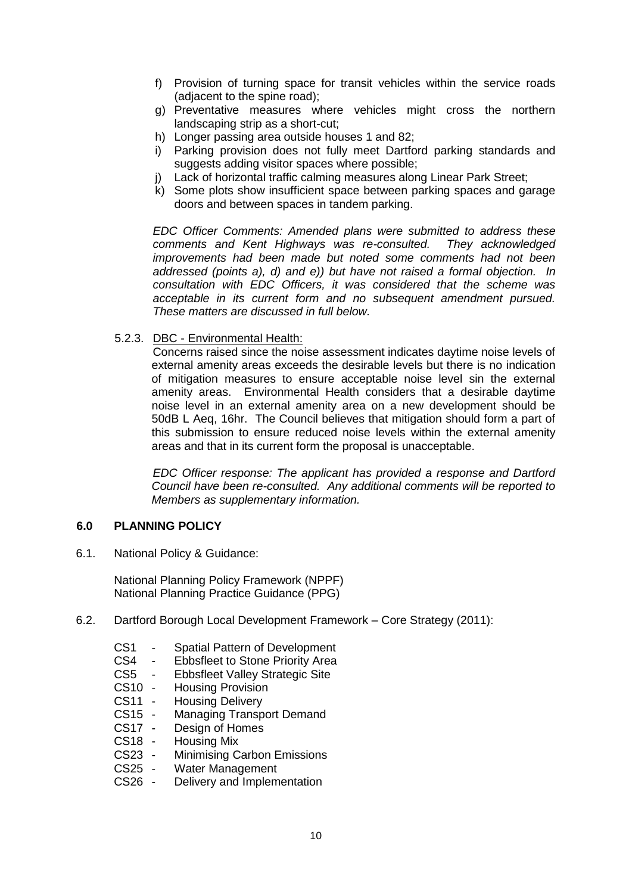f) Provision of turning space for transit vehicles within the service roads (adjacent to the spine road);
g) Preventative measures where vehicles might cross the northern landscaping strip as a short-cut;
h) Longer passing area outside houses 1 and 82;
i) Parking provision does not fully meet Dartford parking standards and suggests adding visitor spaces where possible;
j) Lack of horizontal traffic calming measures along Linear Park Street;
k) Some plots show insufficient space between parking spaces and garage doors and between spaces in tandem parking.

*EDC Officer Comments: Amended plans were submitted to address these comments and Kent Highways was re-consulted. They acknowledged improvements had been made but noted some comments had not been addressed (points a), d) and e)) but have not raised a formal objection. In consultation with EDC Officers, it was considered that the scheme was acceptable in its current form and no subsequent amendment pursued. These matters are discussed in full below.*

5.2.3. DBC - Environmental Health:

Concerns raised since the noise assessment indicates daytime noise levels of external amenity areas exceeds the desirable levels but there is no indication of mitigation measures to ensure acceptable noise level sin the external amenity areas. Environmental Health considers that a desirable daytime noise level in an external amenity area on a new development should be 50dB L Aeq, 16hr. The Council believes that mitigation should form a part of this submission to ensure reduced noise levels within the external amenity areas and that in its current form the proposal is unacceptable.

*EDC Officer response: The applicant has provided a response and Dartford Council have been re-consulted. Any additional comments will be reported to Members as supplementary information.*

## 6.0 PLANNING POLICY

6.1. National Policy & Guidance:

National Planning Policy Framework (NPPF)
National Planning Practice Guidance (PPG)

6.2. Dartford Borough Local Development Framework – Core Strategy (2011):

- CS1 - Spatial Pattern of Development
- CS4 - Ebbsfleet to Stone Priority Area
- CS5 - Ebbsfleet Valley Strategic Site
- CS10 - Housing Provision
- CS11 - Housing Delivery
- CS15 - Managing Transport Demand
- CS17 - Design of Homes
- CS18 - Housing Mix
- CS23 - Minimising Carbon Emissions
- CS25 - Water Management
- CS26 - Delivery and Implementation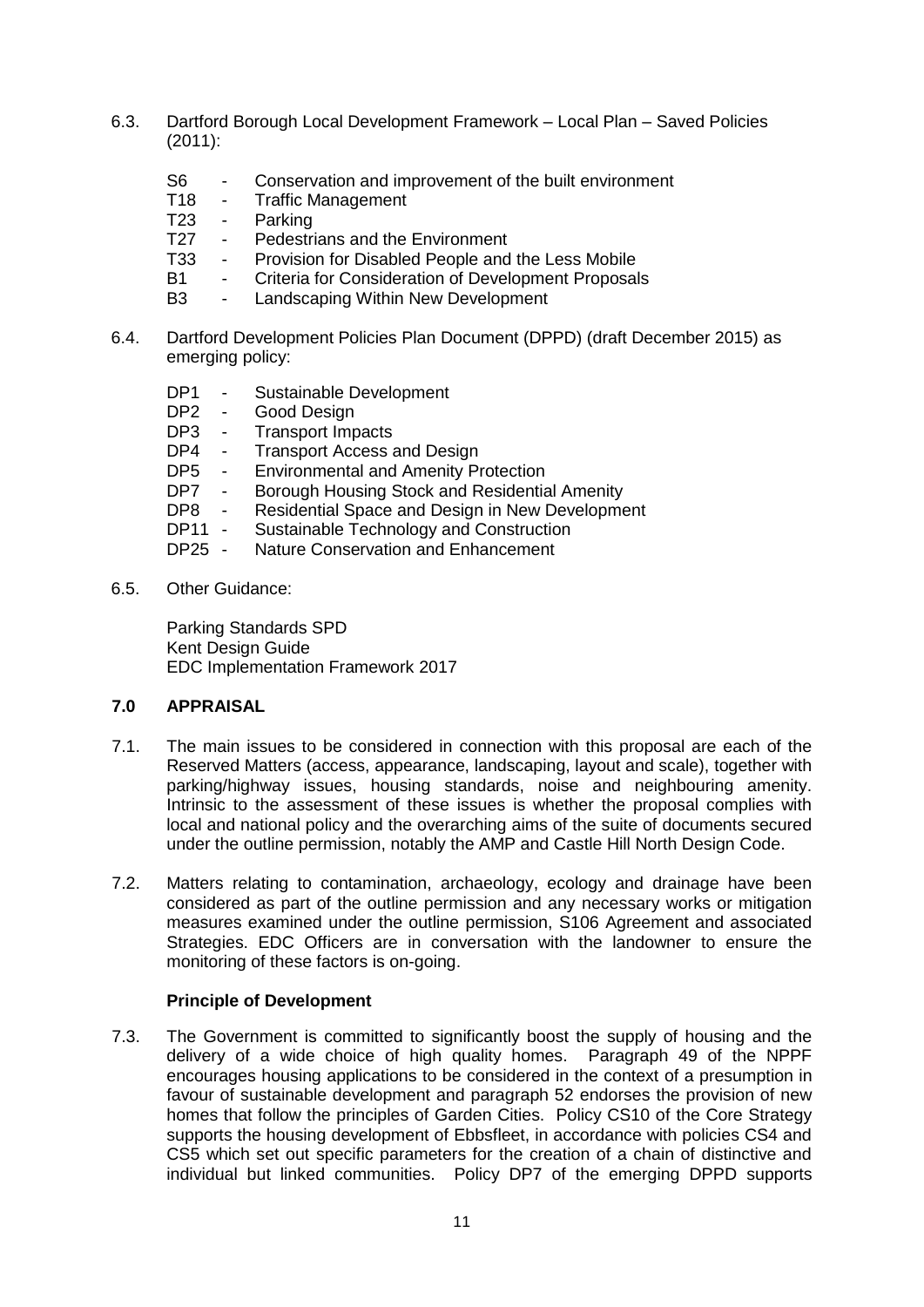6.3. Dartford Borough Local Development Framework – Local Plan – Saved Policies (2011):

- S6 - Conservation and improvement of the built environment
- T18 - Traffic Management
- T23 - Parking
- T27 - Pedestrians and the Environment
- T33 - Provision for Disabled People and the Less Mobile
- B1 - Criteria for Consideration of Development Proposals
- B3 - Landscaping Within New Development

6.4. Dartford Development Policies Plan Document (DPPD) (draft December 2015) as emerging policy:

- DP1 - Sustainable Development
- DP2 - Good Design
- DP3 - Transport Impacts
- DP4 - Transport Access and Design
- DP5 - Environmental and Amenity Protection
- DP7 - Borough Housing Stock and Residential Amenity
- DP8 - Residential Space and Design in New Development
- DP11 - Sustainable Technology and Construction
- DP25 - Nature Conservation and Enhancement

6.5. Other Guidance:

Parking Standards SPD
Kent Design Guide
EDC Implementation Framework 2017

## 7.0 APPRAISAL

7.1. The main issues to be considered in connection with this proposal are each of the Reserved Matters (access, appearance, landscaping, layout and scale), together with parking/highway issues, housing standards, noise and neighbouring amenity. Intrinsic to the assessment of these issues is whether the proposal complies with local and national policy and the overarching aims of the suite of documents secured under the outline permission, notably the AMP and Castle Hill North Design Code.

7.2. Matters relating to contamination, archaeology, ecology and drainage have been considered as part of the outline permission and any necessary works or mitigation measures examined under the outline permission, S106 Agreement and associated Strategies. EDC Officers are in conversation with the landowner to ensure the monitoring of these factors is on-going.

### Principle of Development

7.3. The Government is committed to significantly boost the supply of housing and the delivery of a wide choice of high quality homes. Paragraph 49 of the NPPF encourages housing applications to be considered in the context of a presumption in favour of sustainable development and paragraph 52 endorses the provision of new homes that follow the principles of Garden Cities. Policy CS10 of the Core Strategy supports the housing development of Ebbsfleet, in accordance with policies CS4 and CS5 which set out specific parameters for the creation of a chain of distinctive and individual but linked communities. Policy DP7 of the emerging DPPD supports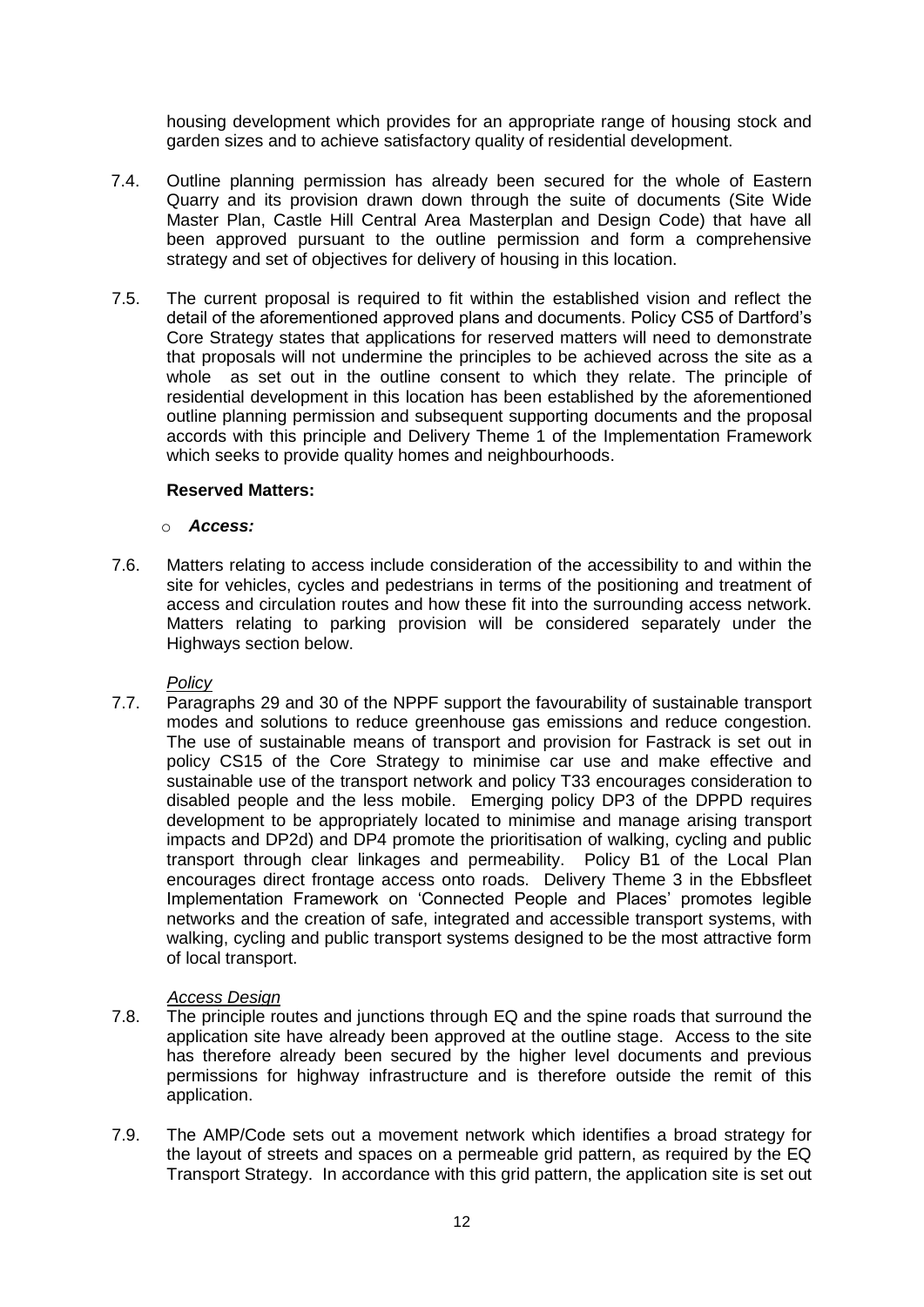housing development which provides for an appropriate range of housing stock and garden sizes and to achieve satisfactory quality of residential development.

7.4. Outline planning permission has already been secured for the whole of Eastern Quarry and its provision drawn down through the suite of documents (Site Wide Master Plan, Castle Hill Central Area Masterplan and Design Code) that have all been approved pursuant to the outline permission and form a comprehensive strategy and set of objectives for delivery of housing in this location.

7.5. The current proposal is required to fit within the established vision and reflect the detail of the aforementioned approved plans and documents. Policy CS5 of Dartford's Core Strategy states that applications for reserved matters will need to demonstrate that proposals will not undermine the principles to be achieved across the site as a whole as set out in the outline consent to which they relate. The principle of residential development in this location has been established by the aforementioned outline planning permission and subsequent supporting documents and the proposal accords with this principle and Delivery Theme 1 of the Implementation Framework which seeks to provide quality homes and neighbourhoods.

**Reserved Matters:**

- ***Access:***

7.6. Matters relating to access include consideration of the accessibility to and within the site for vehicles, cycles and pedestrians in terms of the positioning and treatment of access and circulation routes and how these fit into the surrounding access network. Matters relating to parking provision will be considered separately under the Highways section below.

*Policy*

7.7. Paragraphs 29 and 30 of the NPPF support the favourability of sustainable transport modes and solutions to reduce greenhouse gas emissions and reduce congestion. The use of sustainable means of transport and provision for Fastrack is set out in policy CS15 of the Core Strategy to minimise car use and make effective and sustainable use of the transport network and policy T33 encourages consideration to disabled people and the less mobile. Emerging policy DP3 of the DPPD requires development to be appropriately located to minimise and manage arising transport impacts and DP2d) and DP4 promote the prioritisation of walking, cycling and public transport through clear linkages and permeability. Policy B1 of the Local Plan encourages direct frontage access onto roads. Delivery Theme 3 in the Ebbsfleet Implementation Framework on 'Connected People and Places' promotes legible networks and the creation of safe, integrated and accessible transport systems, with walking, cycling and public transport systems designed to be the most attractive form of local transport.

*Access Design*

7.8. The principle routes and junctions through EQ and the spine roads that surround the application site have already been approved at the outline stage. Access to the site has therefore already been secured by the higher level documents and previous permissions for highway infrastructure and is therefore outside the remit of this application.

7.9. The AMP/Code sets out a movement network which identifies a broad strategy for the layout of streets and spaces on a permeable grid pattern, as required by the EQ Transport Strategy. In accordance with this grid pattern, the application site is set out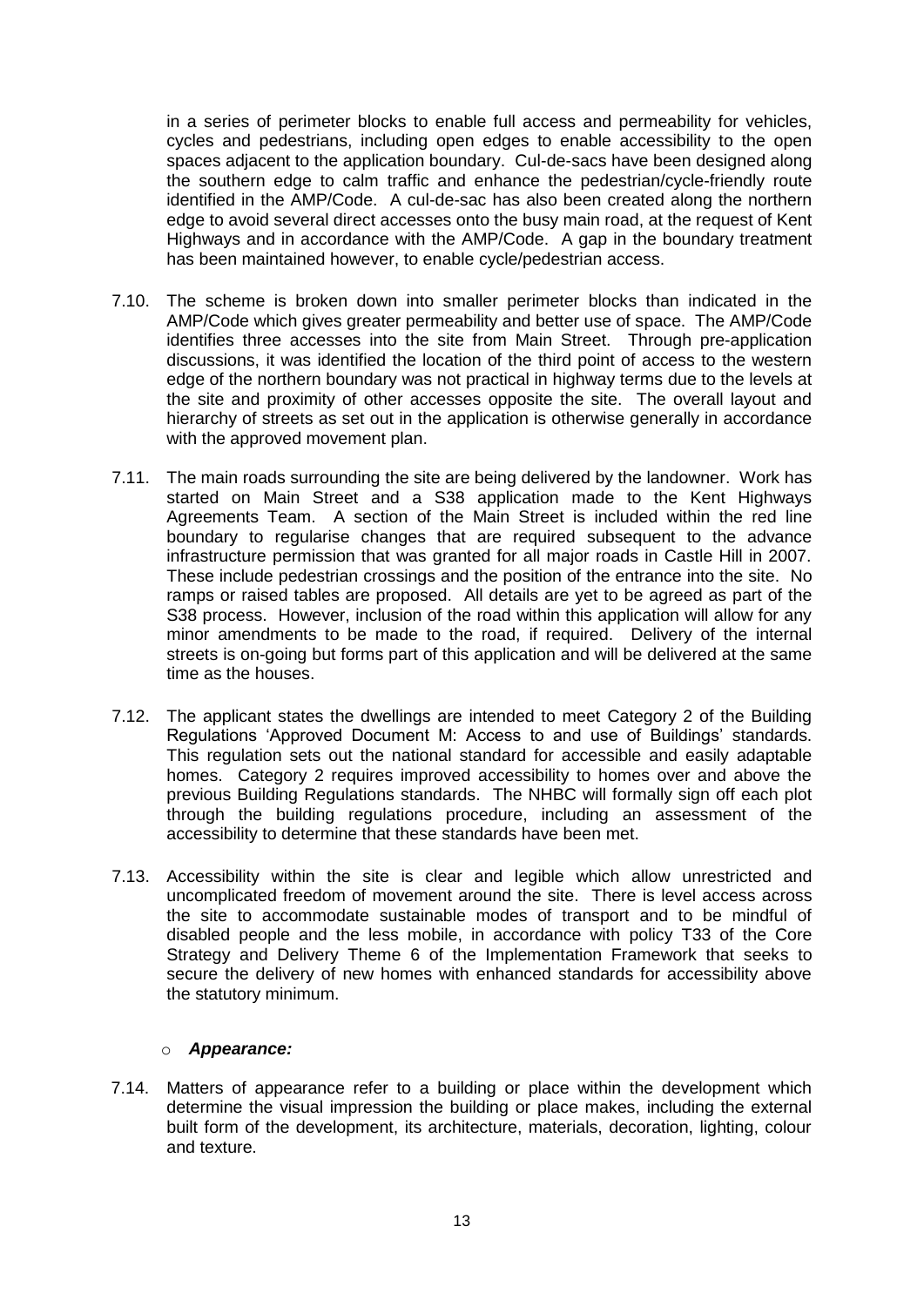in a series of perimeter blocks to enable full access and permeability for vehicles, cycles and pedestrians, including open edges to enable accessibility to the open spaces adjacent to the application boundary. Cul-de-sacs have been designed along the southern edge to calm traffic and enhance the pedestrian/cycle-friendly route identified in the AMP/Code. A cul-de-sac has also been created along the northern edge to avoid several direct accesses onto the busy main road, at the request of Kent Highways and in accordance with the AMP/Code. A gap in the boundary treatment has been maintained however, to enable cycle/pedestrian access.

7.10. The scheme is broken down into smaller perimeter blocks than indicated in the AMP/Code which gives greater permeability and better use of space. The AMP/Code identifies three accesses into the site from Main Street. Through pre-application discussions, it was identified the location of the third point of access to the western edge of the northern boundary was not practical in highway terms due to the levels at the site and proximity of other accesses opposite the site. The overall layout and hierarchy of streets as set out in the application is otherwise generally in accordance with the approved movement plan.

7.11. The main roads surrounding the site are being delivered by the landowner. Work has started on Main Street and a S38 application made to the Kent Highways Agreements Team. A section of the Main Street is included within the red line boundary to regularise changes that are required subsequent to the advance infrastructure permission that was granted for all major roads in Castle Hill in 2007. These include pedestrian crossings and the position of the entrance into the site. No ramps or raised tables are proposed. All details are yet to be agreed as part of the S38 process. However, inclusion of the road within this application will allow for any minor amendments to be made to the road, if required. Delivery of the internal streets is on-going but forms part of this application and will be delivered at the same time as the houses.

7.12. The applicant states the dwellings are intended to meet Category 2 of the Building Regulations 'Approved Document M: Access to and use of Buildings' standards. This regulation sets out the national standard for accessible and easily adaptable homes. Category 2 requires improved accessibility to homes over and above the previous Building Regulations standards. The NHBC will formally sign off each plot through the building regulations procedure, including an assessment of the accessibility to determine that these standards have been met.

7.13. Accessibility within the site is clear and legible which allow unrestricted and uncomplicated freedom of movement around the site. There is level access across the site to accommodate sustainable modes of transport and to be mindful of disabled people and the less mobile, in accordance with policy T33 of the Core Strategy and Delivery Theme 6 of the Implementation Framework that seeks to secure the delivery of new homes with enhanced standards for accessibility above the statutory minimum.

- ***Appearance:***

7.14. Matters of appearance refer to a building or place within the development which determine the visual impression the building or place makes, including the external built form of the development, its architecture, materials, decoration, lighting, colour and texture.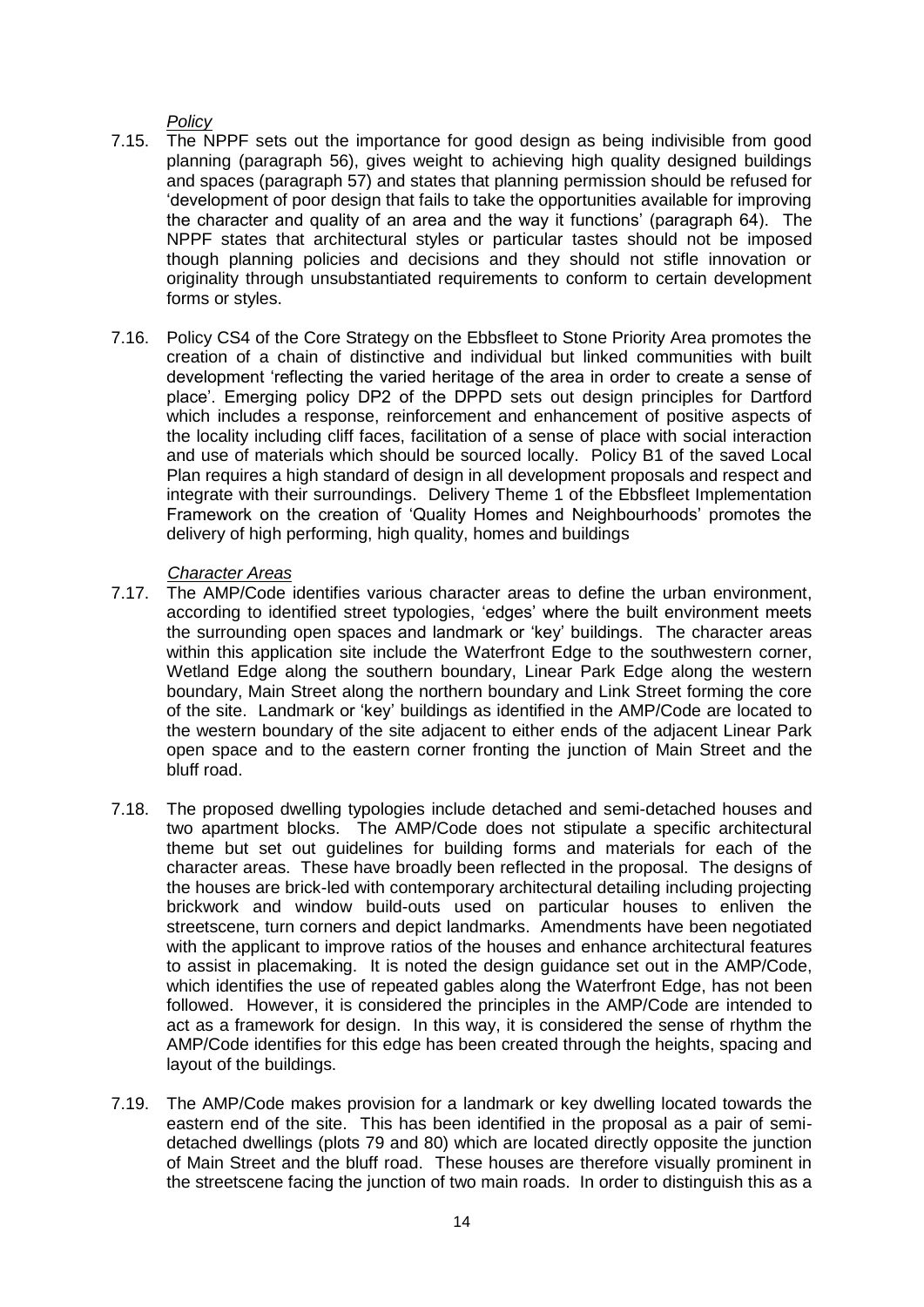*Policy*

7.15. The NPPF sets out the importance for good design as being indivisible from good planning (paragraph 56), gives weight to achieving high quality designed buildings and spaces (paragraph 57) and states that planning permission should be refused for 'development of poor design that fails to take the opportunities available for improving the character and quality of an area and the way it functions' (paragraph 64). The NPPF states that architectural styles or particular tastes should not be imposed though planning policies and decisions and they should not stifle innovation or originality through unsubstantiated requirements to conform to certain development forms or styles.

7.16. Policy CS4 of the Core Strategy on the Ebbsfleet to Stone Priority Area promotes the creation of a chain of distinctive and individual but linked communities with built development 'reflecting the varied heritage of the area in order to create a sense of place'. Emerging policy DP2 of the DPPD sets out design principles for Dartford which includes a response, reinforcement and enhancement of positive aspects of the locality including cliff faces, facilitation of a sense of place with social interaction and use of materials which should be sourced locally. Policy B1 of the saved Local Plan requires a high standard of design in all development proposals and respect and integrate with their surroundings. Delivery Theme 1 of the Ebbsfleet Implementation Framework on the creation of 'Quality Homes and Neighbourhoods' promotes the delivery of high performing, high quality, homes and buildings

*Character Areas*

7.17. The AMP/Code identifies various character areas to define the urban environment, according to identified street typologies, 'edges' where the built environment meets the surrounding open spaces and landmark or 'key' buildings. The character areas within this application site include the Waterfront Edge to the southwestern corner, Wetland Edge along the southern boundary, Linear Park Edge along the western boundary, Main Street along the northern boundary and Link Street forming the core of the site. Landmark or 'key' buildings as identified in the AMP/Code are located to the western boundary of the site adjacent to either ends of the adjacent Linear Park open space and to the eastern corner fronting the junction of Main Street and the bluff road.

7.18. The proposed dwelling typologies include detached and semi-detached houses and two apartment blocks. The AMP/Code does not stipulate a specific architectural theme but set out guidelines for building forms and materials for each of the character areas. These have broadly been reflected in the proposal. The designs of the houses are brick-led with contemporary architectural detailing including projecting brickwork and window build-outs used on particular houses to enliven the streetscene, turn corners and depict landmarks. Amendments have been negotiated with the applicant to improve ratios of the houses and enhance architectural features to assist in placemaking. It is noted the design guidance set out in the AMP/Code, which identifies the use of repeated gables along the Waterfront Edge, has not been followed. However, it is considered the principles in the AMP/Code are intended to act as a framework for design. In this way, it is considered the sense of rhythm the AMP/Code identifies for this edge has been created through the heights, spacing and layout of the buildings.

7.19. The AMP/Code makes provision for a landmark or key dwelling located towards the eastern end of the site. This has been identified in the proposal as a pair of semi-detached dwellings (plots 79 and 80) which are located directly opposite the junction of Main Street and the bluff road. These houses are therefore visually prominent in the streetscene facing the junction of two main roads. In order to distinguish this as a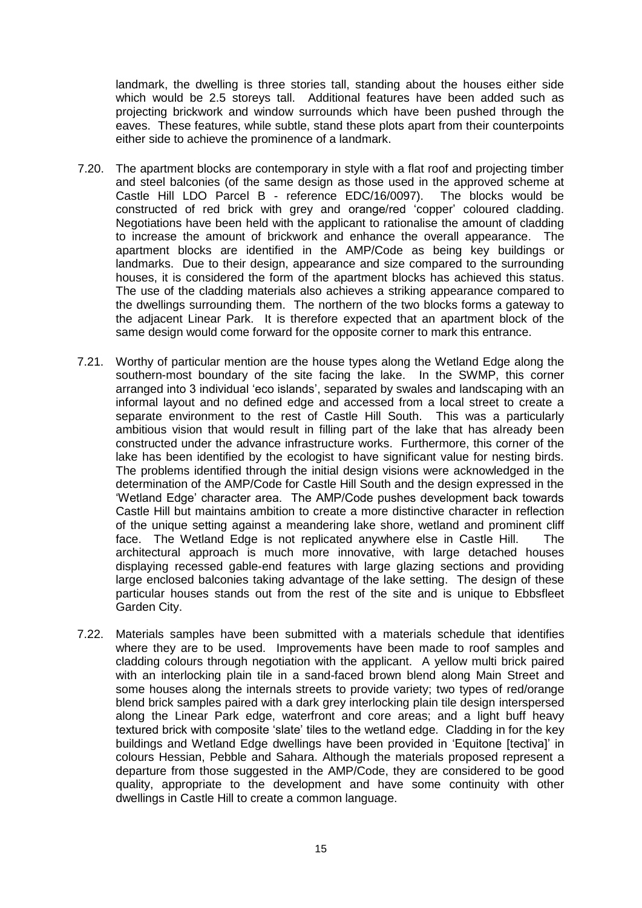landmark, the dwelling is three stories tall, standing about the houses either side which would be 2.5 storeys tall. Additional features have been added such as projecting brickwork and window surrounds which have been pushed through the eaves. These features, while subtle, stand these plots apart from their counterpoints either side to achieve the prominence of a landmark.

7.20. The apartment blocks are contemporary in style with a flat roof and projecting timber and steel balconies (of the same design as those used in the approved scheme at Castle Hill LDO Parcel B - reference EDC/16/0097). The blocks would be constructed of red brick with grey and orange/red 'copper' coloured cladding. Negotiations have been held with the applicant to rationalise the amount of cladding to increase the amount of brickwork and enhance the overall appearance. The apartment blocks are identified in the AMP/Code as being key buildings or landmarks. Due to their design, appearance and size compared to the surrounding houses, it is considered the form of the apartment blocks has achieved this status. The use of the cladding materials also achieves a striking appearance compared to the dwellings surrounding them. The northern of the two blocks forms a gateway to the adjacent Linear Park. It is therefore expected that an apartment block of the same design would come forward for the opposite corner to mark this entrance.

7.21. Worthy of particular mention are the house types along the Wetland Edge along the southern-most boundary of the site facing the lake. In the SWMP, this corner arranged into 3 individual 'eco islands', separated by swales and landscaping with an informal layout and no defined edge and accessed from a local street to create a separate environment to the rest of Castle Hill South. This was a particularly ambitious vision that would result in filling part of the lake that has already been constructed under the advance infrastructure works. Furthermore, this corner of the lake has been identified by the ecologist to have significant value for nesting birds. The problems identified through the initial design visions were acknowledged in the determination of the AMP/Code for Castle Hill South and the design expressed in the 'Wetland Edge' character area. The AMP/Code pushes development back towards Castle Hill but maintains ambition to create a more distinctive character in reflection of the unique setting against a meandering lake shore, wetland and prominent cliff face. The Wetland Edge is not replicated anywhere else in Castle Hill. The architectural approach is much more innovative, with large detached houses displaying recessed gable-end features with large glazing sections and providing large enclosed balconies taking advantage of the lake setting. The design of these particular houses stands out from the rest of the site and is unique to Ebbsfleet Garden City.

7.22. Materials samples have been submitted with a materials schedule that identifies where they are to be used. Improvements have been made to roof samples and cladding colours through negotiation with the applicant. A yellow multi brick paired with an interlocking plain tile in a sand-faced brown blend along Main Street and some houses along the internals streets to provide variety; two types of red/orange blend brick samples paired with a dark grey interlocking plain tile design interspersed along the Linear Park edge, waterfront and core areas; and a light buff heavy textured brick with composite 'slate' tiles to the wetland edge. Cladding in for the key buildings and Wetland Edge dwellings have been provided in 'Equitone [tectiva]' in colours Hessian, Pebble and Sahara. Although the materials proposed represent a departure from those suggested in the AMP/Code, they are considered to be good quality, appropriate to the development and have some continuity with other dwellings in Castle Hill to create a common language.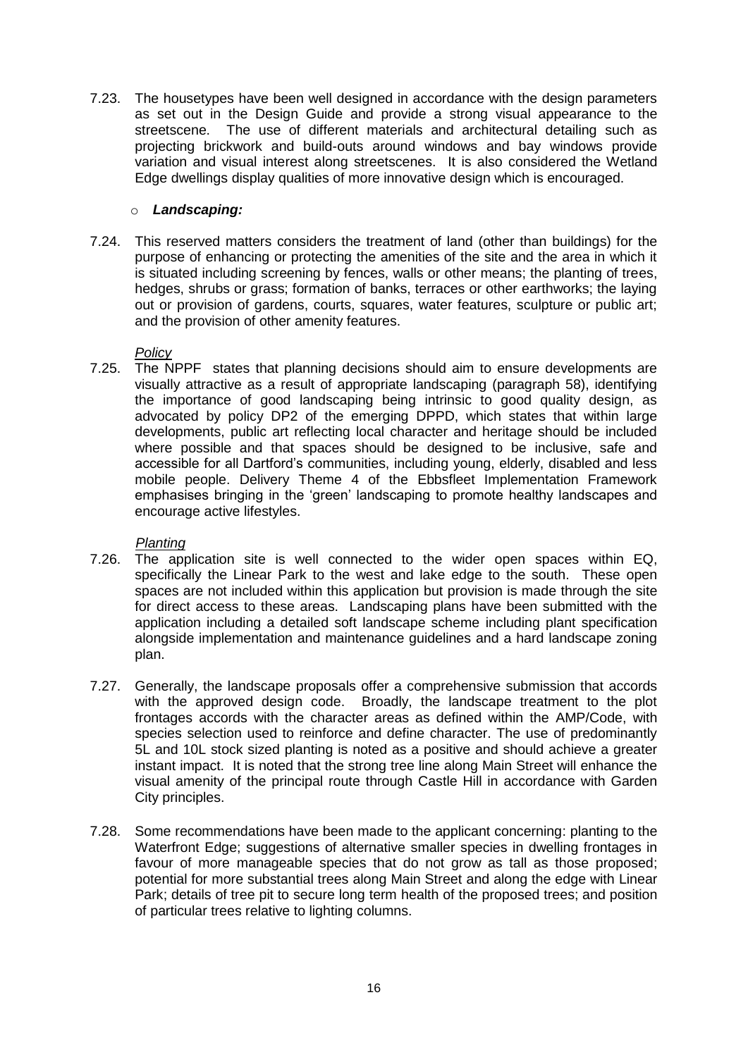7.23. The housetypes have been well designed in accordance with the design parameters as set out in the Design Guide and provide a strong visual appearance to the streetscene. The use of different materials and architectural detailing such as projecting brickwork and build-outs around windows and bay windows provide variation and visual interest along streetscenes. It is also considered the Wetland Edge dwellings display qualities of more innovative design which is encouraged.

- ***Landscaping:***

7.24. This reserved matters considers the treatment of land (other than buildings) for the purpose of enhancing or protecting the amenities of the site and the area in which it is situated including screening by fences, walls or other means; the planting of trees, hedges, shrubs or grass; formation of banks, terraces or other earthworks; the laying out or provision of gardens, courts, squares, water features, sculpture or public art; and the provision of other amenity features.

*Policy*

7.25. The NPPF states that planning decisions should aim to ensure developments are visually attractive as a result of appropriate landscaping (paragraph 58), identifying the importance of good landscaping being intrinsic to good quality design, as advocated by policy DP2 of the emerging DPPD, which states that within large developments, public art reflecting local character and heritage should be included where possible and that spaces should be designed to be inclusive, safe and accessible for all Dartford's communities, including young, elderly, disabled and less mobile people. Delivery Theme 4 of the Ebbsfleet Implementation Framework emphasises bringing in the 'green' landscaping to promote healthy landscapes and encourage active lifestyles.

*Planting*

7.26. The application site is well connected to the wider open spaces within EQ, specifically the Linear Park to the west and lake edge to the south. These open spaces are not included within this application but provision is made through the site for direct access to these areas. Landscaping plans have been submitted with the application including a detailed soft landscape scheme including plant specification alongside implementation and maintenance guidelines and a hard landscape zoning plan.

7.27. Generally, the landscape proposals offer a comprehensive submission that accords with the approved design code. Broadly, the landscape treatment to the plot frontages accords with the character areas as defined within the AMP/Code, with species selection used to reinforce and define character. The use of predominantly 5L and 10L stock sized planting is noted as a positive and should achieve a greater instant impact. It is noted that the strong tree line along Main Street will enhance the visual amenity of the principal route through Castle Hill in accordance with Garden City principles.

7.28. Some recommendations have been made to the applicant concerning: planting to the Waterfront Edge; suggestions of alternative smaller species in dwelling frontages in favour of more manageable species that do not grow as tall as those proposed; potential for more substantial trees along Main Street and along the edge with Linear Park; details of tree pit to secure long term health of the proposed trees; and position of particular trees relative to lighting columns.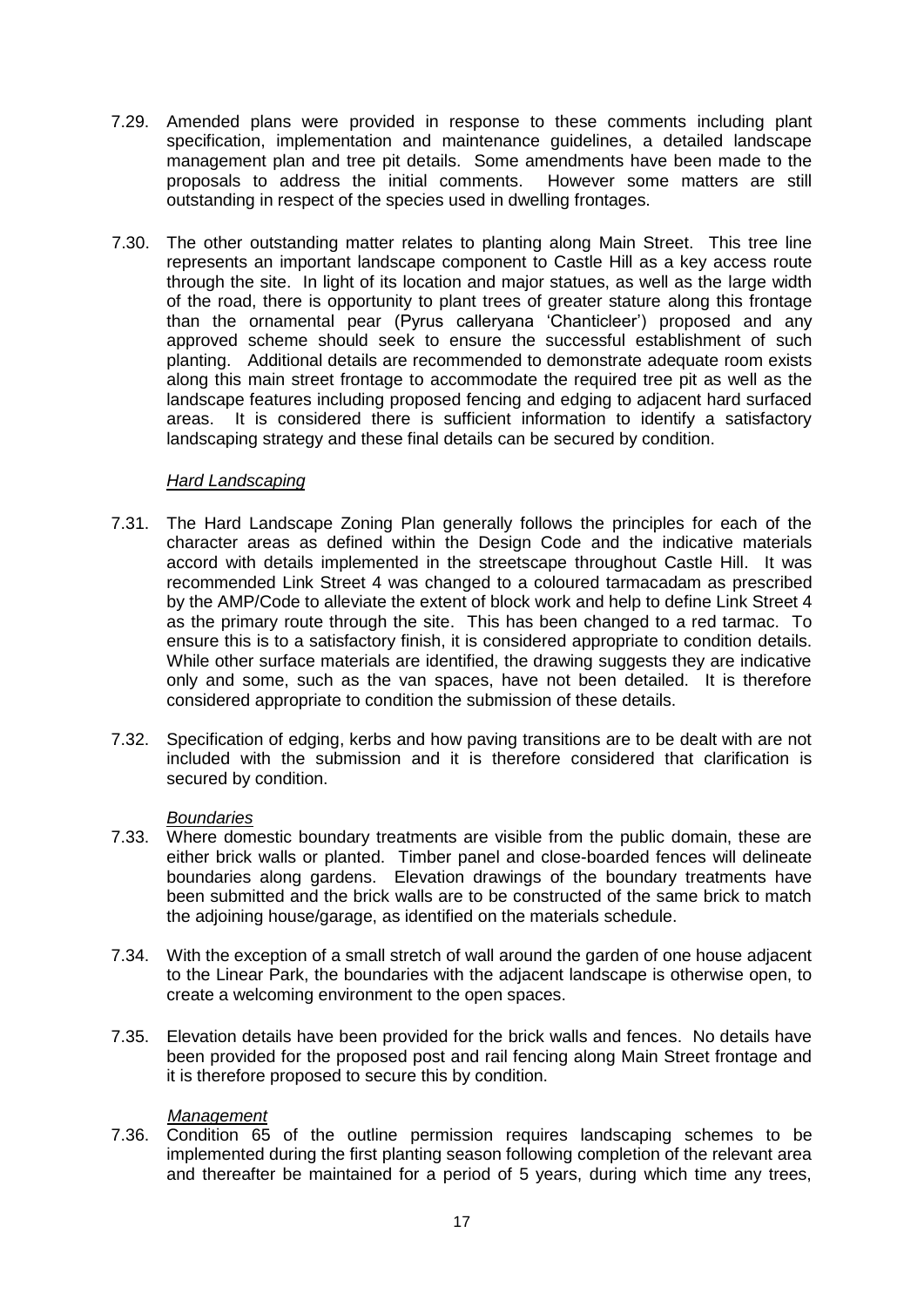7.29. Amended plans were provided in response to these comments including plant specification, implementation and maintenance guidelines, a detailed landscape management plan and tree pit details. Some amendments have been made to the proposals to address the initial comments. However some matters are still outstanding in respect of the species used in dwelling frontages.

7.30. The other outstanding matter relates to planting along Main Street. This tree line represents an important landscape component to Castle Hill as a key access route through the site. In light of its location and major statues, as well as the large width of the road, there is opportunity to plant trees of greater stature along this frontage than the ornamental pear (Pyrus calleryana 'Chanticleer') proposed and any approved scheme should seek to ensure the successful establishment of such planting. Additional details are recommended to demonstrate adequate room exists along this main street frontage to accommodate the required tree pit as well as the landscape features including proposed fencing and edging to adjacent hard surfaced areas. It is considered there is sufficient information to identify a satisfactory landscaping strategy and these final details can be secured by condition.

*Hard Landscaping*

7.31. The Hard Landscape Zoning Plan generally follows the principles for each of the character areas as defined within the Design Code and the indicative materials accord with details implemented in the streetscape throughout Castle Hill. It was recommended Link Street 4 was changed to a coloured tarmacadam as prescribed by the AMP/Code to alleviate the extent of block work and help to define Link Street 4 as the primary route through the site. This has been changed to a red tarmac. To ensure this is to a satisfactory finish, it is considered appropriate to condition details. While other surface materials are identified, the drawing suggests they are indicative only and some, such as the van spaces, have not been detailed. It is therefore considered appropriate to condition the submission of these details.

7.32. Specification of edging, kerbs and how paving transitions are to be dealt with are not included with the submission and it is therefore considered that clarification is secured by condition.

*Boundaries*

7.33. Where domestic boundary treatments are visible from the public domain, these are either brick walls or planted. Timber panel and close-boarded fences will delineate boundaries along gardens. Elevation drawings of the boundary treatments have been submitted and the brick walls are to be constructed of the same brick to match the adjoining house/garage, as identified on the materials schedule.

7.34. With the exception of a small stretch of wall around the garden of one house adjacent to the Linear Park, the boundaries with the adjacent landscape is otherwise open, to create a welcoming environment to the open spaces.

7.35. Elevation details have been provided for the brick walls and fences. No details have been provided for the proposed post and rail fencing along Main Street frontage and it is therefore proposed to secure this by condition.

*Management*

7.36. Condition 65 of the outline permission requires landscaping schemes to be implemented during the first planting season following completion of the relevant area and thereafter be maintained for a period of 5 years, during which time any trees,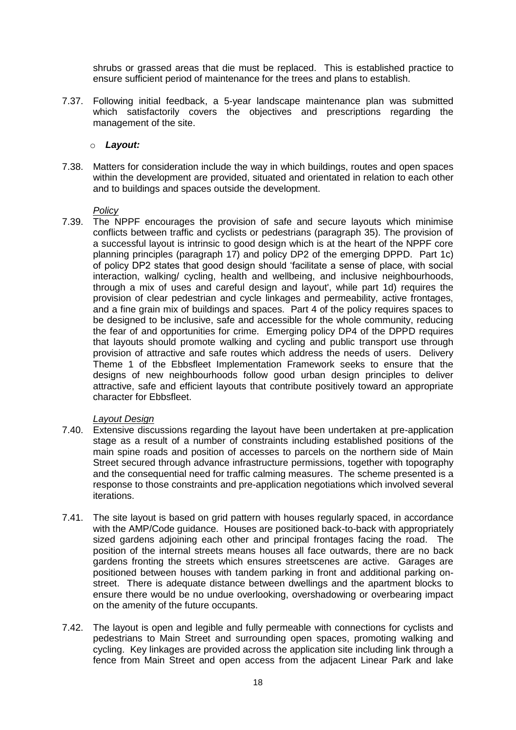shrubs or grassed areas that die must be replaced. This is established practice to ensure sufficient period of maintenance for the trees and plans to establish.

7.37. Following initial feedback, a 5-year landscape maintenance plan was submitted which satisfactorily covers the objectives and prescriptions regarding the management of the site.

- ***Layout:***

7.38. Matters for consideration include the way in which buildings, routes and open spaces within the development are provided, situated and orientated in relation to each other and to buildings and spaces outside the development.

*Policy*

7.39. The NPPF encourages the provision of safe and secure layouts which minimise conflicts between traffic and cyclists or pedestrians (paragraph 35). The provision of a successful layout is intrinsic to good design which is at the heart of the NPPF core planning principles (paragraph 17) and policy DP2 of the emerging DPPD. Part 1c) of policy DP2 states that good design should 'facilitate a sense of place, with social interaction, walking/ cycling, health and wellbeing, and inclusive neighbourhoods, through a mix of uses and careful design and layout', while part 1d) requires the provision of clear pedestrian and cycle linkages and permeability, active frontages, and a fine grain mix of buildings and spaces. Part 4 of the policy requires spaces to be designed to be inclusive, safe and accessible for the whole community, reducing the fear of and opportunities for crime. Emerging policy DP4 of the DPPD requires that layouts should promote walking and cycling and public transport use through provision of attractive and safe routes which address the needs of users. Delivery Theme 1 of the Ebbsfleet Implementation Framework seeks to ensure that the designs of new neighbourhoods follow good urban design principles to deliver attractive, safe and efficient layouts that contribute positively toward an appropriate character for Ebbsfleet.

*Layout Design*

7.40. Extensive discussions regarding the layout have been undertaken at pre-application stage as a result of a number of constraints including established positions of the main spine roads and position of accesses to parcels on the northern side of Main Street secured through advance infrastructure permissions, together with topography and the consequential need for traffic calming measures. The scheme presented is a response to those constraints and pre-application negotiations which involved several iterations.

7.41. The site layout is based on grid pattern with houses regularly spaced, in accordance with the AMP/Code guidance. Houses are positioned back-to-back with appropriately sized gardens adjoining each other and principal frontages facing the road. The position of the internal streets means houses all face outwards, there are no back gardens fronting the streets which ensures streetscenes are active. Garages are positioned between houses with tandem parking in front and additional parking on-street. There is adequate distance between dwellings and the apartment blocks to ensure there would be no undue overlooking, overshadowing or overbearing impact on the amenity of the future occupants.

7.42. The layout is open and legible and fully permeable with connections for cyclists and pedestrians to Main Street and surrounding open spaces, promoting walking and cycling. Key linkages are provided across the application site including link through a fence from Main Street and open access from the adjacent Linear Park and lake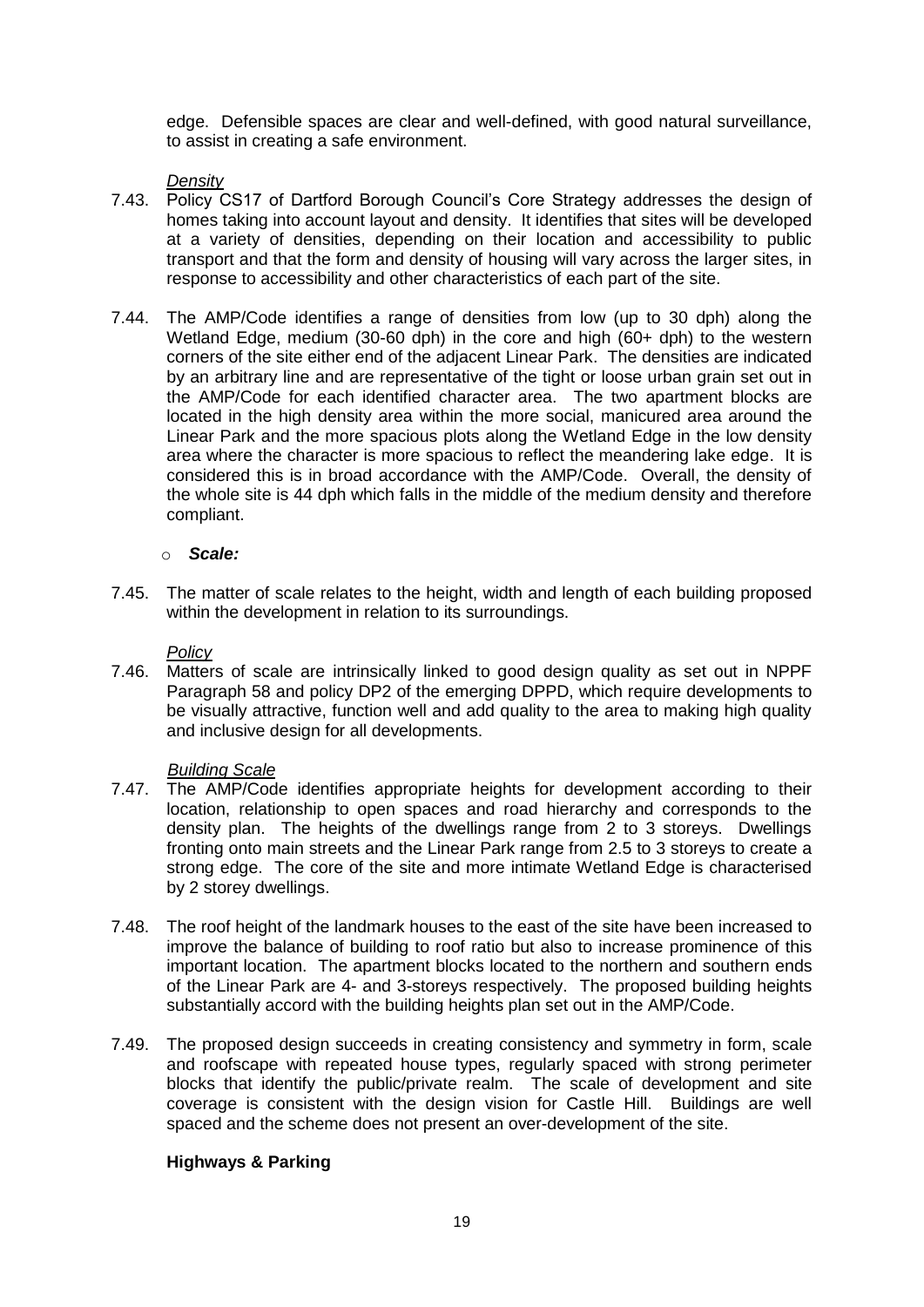edge. Defensible spaces are clear and well-defined, with good natural surveillance, to assist in creating a safe environment.

*Density*

7.43. Policy CS17 of Dartford Borough Council's Core Strategy addresses the design of homes taking into account layout and density. It identifies that sites will be developed at a variety of densities, depending on their location and accessibility to public transport and that the form and density of housing will vary across the larger sites, in response to accessibility and other characteristics of each part of the site.

7.44. The AMP/Code identifies a range of densities from low (up to 30 dph) along the Wetland Edge, medium (30-60 dph) in the core and high (60+ dph) to the western corners of the site either end of the adjacent Linear Park. The densities are indicated by an arbitrary line and are representative of the tight or loose urban grain set out in the AMP/Code for each identified character area. The two apartment blocks are located in the high density area within the more social, manicured area around the Linear Park and the more spacious plots along the Wetland Edge in the low density area where the character is more spacious to reflect the meandering lake edge. It is considered this is in broad accordance with the AMP/Code. Overall, the density of the whole site is 44 dph which falls in the middle of the medium density and therefore compliant.

- ***Scale:***

7.45. The matter of scale relates to the height, width and length of each building proposed within the development in relation to its surroundings.

*Policy*

7.46. Matters of scale are intrinsically linked to good design quality as set out in NPPF Paragraph 58 and policy DP2 of the emerging DPPD, which require developments to be visually attractive, function well and add quality to the area to making high quality and inclusive design for all developments.

*Building Scale*

7.47. The AMP/Code identifies appropriate heights for development according to their location, relationship to open spaces and road hierarchy and corresponds to the density plan. The heights of the dwellings range from 2 to 3 storeys. Dwellings fronting onto main streets and the Linear Park range from 2.5 to 3 storeys to create a strong edge. The core of the site and more intimate Wetland Edge is characterised by 2 storey dwellings.

7.48. The roof height of the landmark houses to the east of the site have been increased to improve the balance of building to roof ratio but also to increase prominence of this important location. The apartment blocks located to the northern and southern ends of the Linear Park are 4- and 3-storeys respectively. The proposed building heights substantially accord with the building heights plan set out in the AMP/Code.

7.49. The proposed design succeeds in creating consistency and symmetry in form, scale and roofscape with repeated house types, regularly spaced with strong perimeter blocks that identify the public/private realm. The scale of development and site coverage is consistent with the design vision for Castle Hill. Buildings are well spaced and the scheme does not present an over-development of the site.

**Highways & Parking**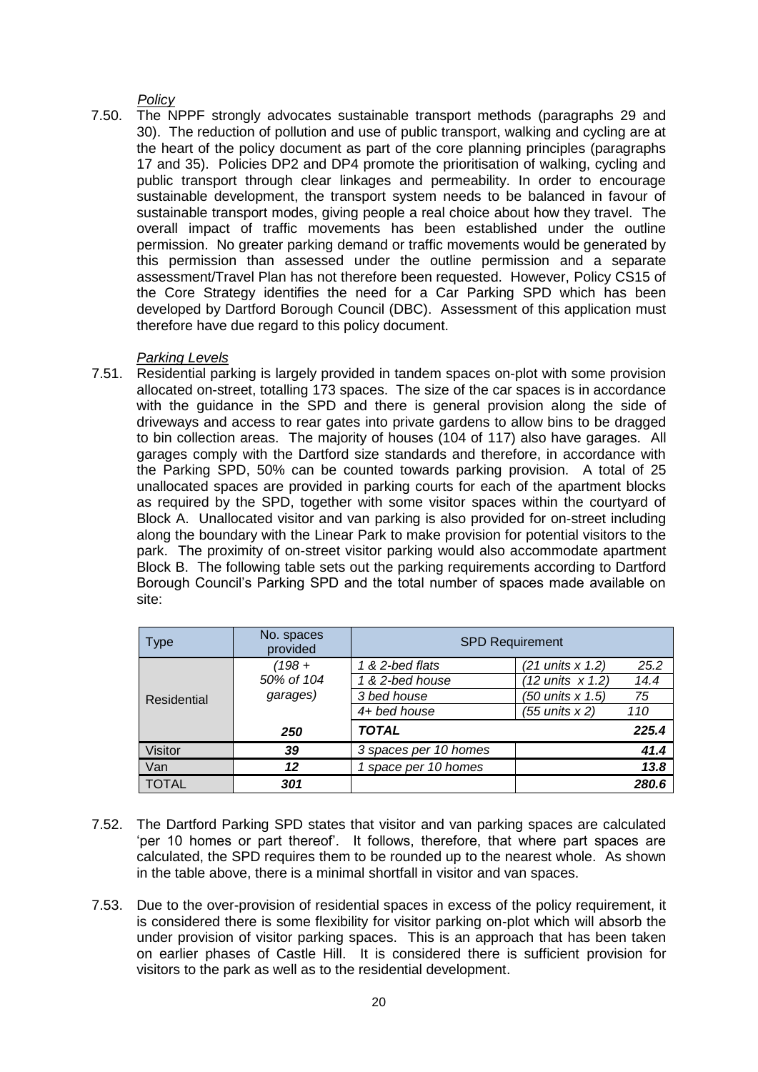*Policy*

7.50. The NPPF strongly advocates sustainable transport methods (paragraphs 29 and 30). The reduction of pollution and use of public transport, walking and cycling are at the heart of the policy document as part of the core planning principles (paragraphs 17 and 35). Policies DP2 and DP4 promote the prioritisation of walking, cycling and public transport through clear linkages and permeability. In order to encourage sustainable development, the transport system needs to be balanced in favour of sustainable transport modes, giving people a real choice about how they travel. The overall impact of traffic movements has been established under the outline permission. No greater parking demand or traffic movements would be generated by this permission than assessed under the outline permission and a separate assessment/Travel Plan has not therefore been requested. However, Policy CS15 of the Core Strategy identifies the need for a Car Parking SPD which has been developed by Dartford Borough Council (DBC). Assessment of this application must therefore have due regard to this policy document.

*Parking Levels*

7.51. Residential parking is largely provided in tandem spaces on-plot with some provision allocated on-street, totalling 173 spaces. The size of the car spaces is in accordance with the guidance in the SPD and there is general provision along the side of driveways and access to rear gates into private gardens to allow bins to be dragged to bin collection areas. The majority of houses (104 of 117) also have garages. All garages comply with the Dartford size standards and therefore, in accordance with the Parking SPD, 50% can be counted towards parking provision. A total of 25 unallocated spaces are provided in parking courts for each of the apartment blocks as required by the SPD, together with some visitor spaces within the courtyard of Block A. Unallocated visitor and van parking is also provided for on-street including along the boundary with the Linear Park to make provision for potential visitors to the park. The proximity of on-street visitor parking would also accommodate apartment Block B. The following table sets out the parking requirements according to Dartford Borough Council's Parking SPD and the total number of spaces made available on site:

| Type | No. spaces provided | SPD Requirement | | |
|---|---|---|---|---|
| Residential | *(198 + 50% of 104 garages)* | *1 & 2-bed flats* | *(21 units x 1.2)* | *25.2* |
| | | *1 & 2-bed house* | *(12 units x 1.2)* | *14.4* |
| | | *3 bed house* | *(50 units x 1.5)* | *75* |
| | | *4+ bed house* | *(55 units x 2)* | *110* |
| | ***250*** | ***TOTAL*** | | ***225.4*** |
| Visitor | ***39*** | *3 spaces per 10 homes* | | ***41.4*** |
| Van | ***12*** | *1 space per 10 homes* | | ***13.8*** |
| TOTAL | ***301*** | | | ***280.6*** |

7.52. The Dartford Parking SPD states that visitor and van parking spaces are calculated 'per 10 homes or part thereof'. It follows, therefore, that where part spaces are calculated, the SPD requires them to be rounded up to the nearest whole. As shown in the table above, there is a minimal shortfall in visitor and van spaces.

7.53. Due to the over-provision of residential spaces in excess of the policy requirement, it is considered there is some flexibility for visitor parking on-plot which will absorb the under provision of visitor parking spaces. This is an approach that has been taken on earlier phases of Castle Hill. It is considered there is sufficient provision for visitors to the park as well as to the residential development.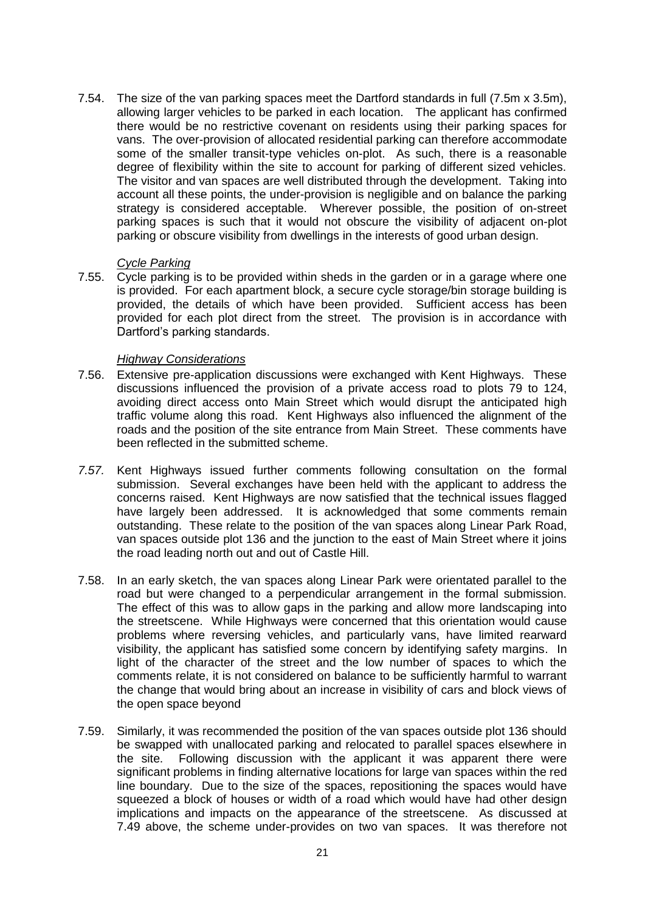7.54. The size of the van parking spaces meet the Dartford standards in full (7.5m x 3.5m), allowing larger vehicles to be parked in each location. The applicant has confirmed there would be no restrictive covenant on residents using their parking spaces for vans. The over-provision of allocated residential parking can therefore accommodate some of the smaller transit-type vehicles on-plot. As such, there is a reasonable degree of flexibility within the site to account for parking of different sized vehicles. The visitor and van spaces are well distributed through the development. Taking into account all these points, the under-provision is negligible and on balance the parking strategy is considered acceptable. Wherever possible, the position of on-street parking spaces is such that it would not obscure the visibility of adjacent on-plot parking or obscure visibility from dwellings in the interests of good urban design.

*Cycle Parking*

7.55. Cycle parking is to be provided within sheds in the garden or in a garage where one is provided. For each apartment block, a secure cycle storage/bin storage building is provided, the details of which have been provided. Sufficient access has been provided for each plot direct from the street. The provision is in accordance with Dartford's parking standards.

*Highway Considerations*

7.56. Extensive pre-application discussions were exchanged with Kent Highways. These discussions influenced the provision of a private access road to plots 79 to 124, avoiding direct access onto Main Street which would disrupt the anticipated high traffic volume along this road. Kent Highways also influenced the alignment of the roads and the position of the site entrance from Main Street. These comments have been reflected in the submitted scheme.

*7.57.* Kent Highways issued further comments following consultation on the formal submission. Several exchanges have been held with the applicant to address the concerns raised. Kent Highways are now satisfied that the technical issues flagged have largely been addressed. It is acknowledged that some comments remain outstanding. These relate to the position of the van spaces along Linear Park Road, van spaces outside plot 136 and the junction to the east of Main Street where it joins the road leading north out and out of Castle Hill.

7.58. In an early sketch, the van spaces along Linear Park were orientated parallel to the road but were changed to a perpendicular arrangement in the formal submission. The effect of this was to allow gaps in the parking and allow more landscaping into the streetscene. While Highways were concerned that this orientation would cause problems where reversing vehicles, and particularly vans, have limited rearward visibility, the applicant has satisfied some concern by identifying safety margins. In light of the character of the street and the low number of spaces to which the comments relate, it is not considered on balance to be sufficiently harmful to warrant the change that would bring about an increase in visibility of cars and block views of the open space beyond

7.59. Similarly, it was recommended the position of the van spaces outside plot 136 should be swapped with unallocated parking and relocated to parallel spaces elsewhere in the site. Following discussion with the applicant it was apparent there were significant problems in finding alternative locations for large van spaces within the red line boundary. Due to the size of the spaces, repositioning the spaces would have squeezed a block of houses or width of a road which would have had other design implications and impacts on the appearance of the streetscene. As discussed at 7.49 above, the scheme under-provides on two van spaces. It was therefore not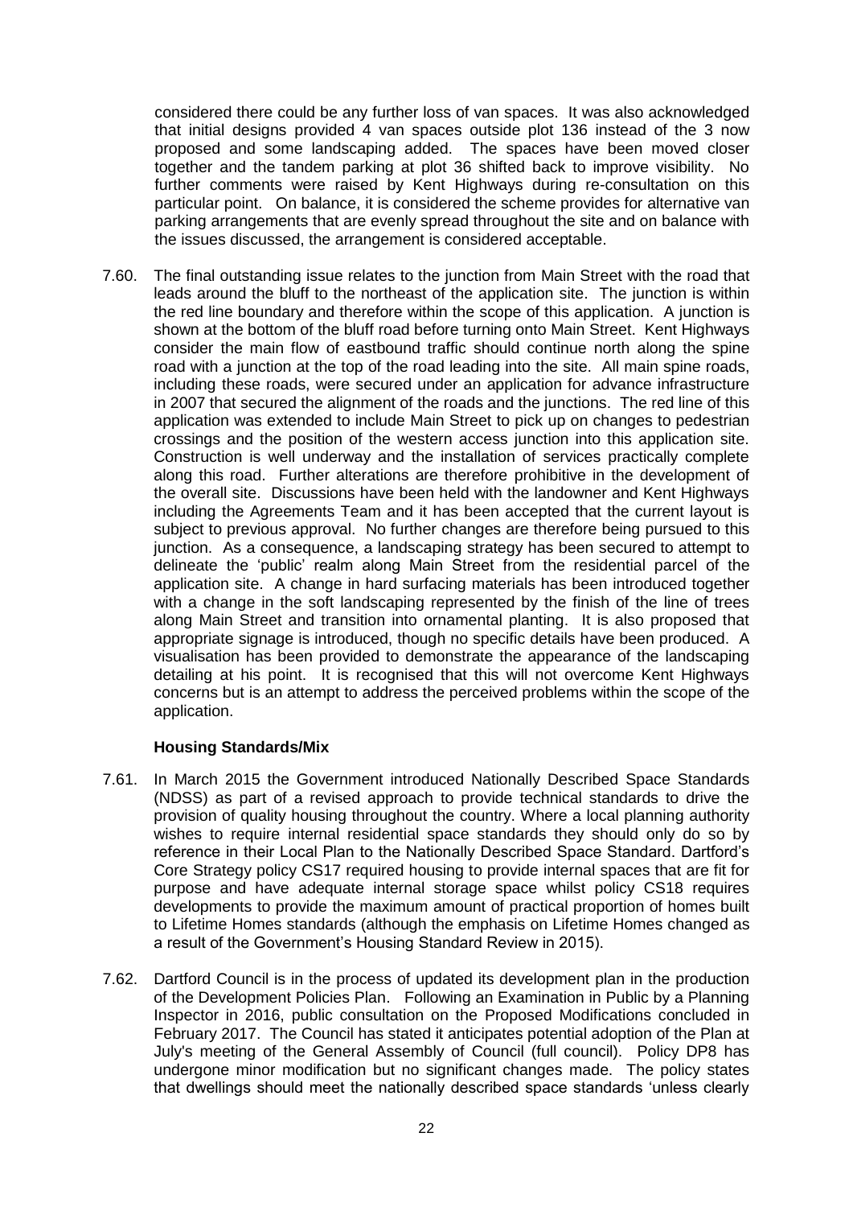considered there could be any further loss of van spaces. It was also acknowledged that initial designs provided 4 van spaces outside plot 136 instead of the 3 now proposed and some landscaping added. The spaces have been moved closer together and the tandem parking at plot 36 shifted back to improve visibility. No further comments were raised by Kent Highways during re-consultation on this particular point. On balance, it is considered the scheme provides for alternative van parking arrangements that are evenly spread throughout the site and on balance with the issues discussed, the arrangement is considered acceptable.

7.60. The final outstanding issue relates to the junction from Main Street with the road that leads around the bluff to the northeast of the application site. The junction is within the red line boundary and therefore within the scope of this application. A junction is shown at the bottom of the bluff road before turning onto Main Street. Kent Highways consider the main flow of eastbound traffic should continue north along the spine road with a junction at the top of the road leading into the site. All main spine roads, including these roads, were secured under an application for advance infrastructure in 2007 that secured the alignment of the roads and the junctions. The red line of this application was extended to include Main Street to pick up on changes to pedestrian crossings and the position of the western access junction into this application site. Construction is well underway and the installation of services practically complete along this road. Further alterations are therefore prohibitive in the development of the overall site. Discussions have been held with the landowner and Kent Highways including the Agreements Team and it has been accepted that the current layout is subject to previous approval. No further changes are therefore being pursued to this junction. As a consequence, a landscaping strategy has been secured to attempt to delineate the 'public' realm along Main Street from the residential parcel of the application site. A change in hard surfacing materials has been introduced together with a change in the soft landscaping represented by the finish of the line of trees along Main Street and transition into ornamental planting. It is also proposed that appropriate signage is introduced, though no specific details have been produced. A visualisation has been provided to demonstrate the appearance of the landscaping detailing at his point. It is recognised that this will not overcome Kent Highways concerns but is an attempt to address the perceived problems within the scope of the application.

**Housing Standards/Mix**

7.61. In March 2015 the Government introduced Nationally Described Space Standards (NDSS) as part of a revised approach to provide technical standards to drive the provision of quality housing throughout the country. Where a local planning authority wishes to require internal residential space standards they should only do so by reference in their Local Plan to the Nationally Described Space Standard. Dartford's Core Strategy policy CS17 required housing to provide internal spaces that are fit for purpose and have adequate internal storage space whilst policy CS18 requires developments to provide the maximum amount of practical proportion of homes built to Lifetime Homes standards (although the emphasis on Lifetime Homes changed as a result of the Government's Housing Standard Review in 2015).

7.62. Dartford Council is in the process of updated its development plan in the production of the Development Policies Plan. Following an Examination in Public by a Planning Inspector in 2016, public consultation on the Proposed Modifications concluded in February 2017. The Council has stated it anticipates potential adoption of the Plan at July's meeting of the General Assembly of Council (full council). Policy DP8 has undergone minor modification but no significant changes made. The policy states that dwellings should meet the nationally described space standards 'unless clearly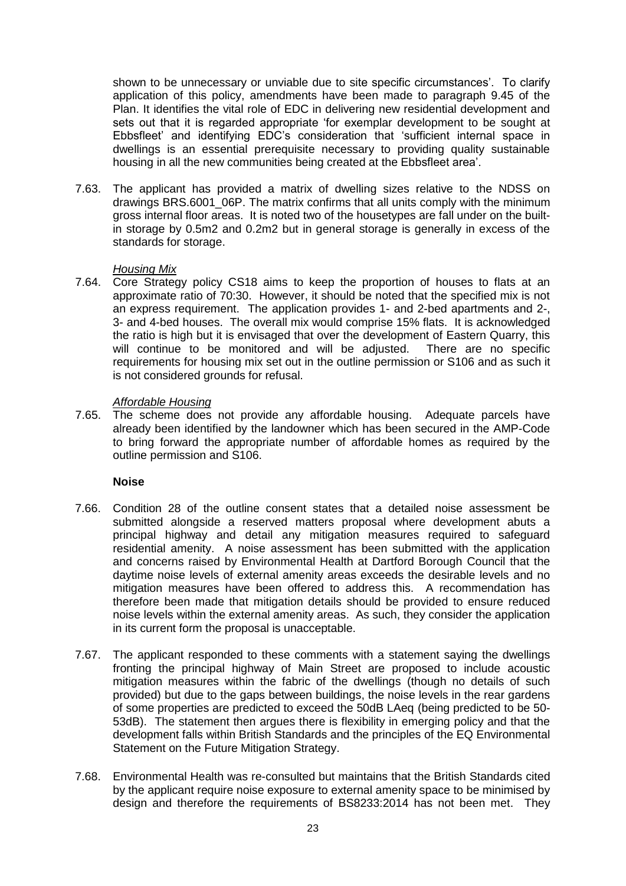shown to be unnecessary or unviable due to site specific circumstances'. To clarify application of this policy, amendments have been made to paragraph 9.45 of the Plan. It identifies the vital role of EDC in delivering new residential development and sets out that it is regarded appropriate 'for exemplar development to be sought at Ebbsfleet' and identifying EDC's consideration that 'sufficient internal space in dwellings is an essential prerequisite necessary to providing quality sustainable housing in all the new communities being created at the Ebbsfleet area'.

7.63. The applicant has provided a matrix of dwelling sizes relative to the NDSS on drawings BRS.6001_06P. The matrix confirms that all units comply with the minimum gross internal floor areas. It is noted two of the housetypes are fall under on the built-in storage by 0.5m2 and 0.2m2 but in general storage is generally in excess of the standards for storage.

*Housing Mix*

7.64. Core Strategy policy CS18 aims to keep the proportion of houses to flats at an approximate ratio of 70:30. However, it should be noted that the specified mix is not an express requirement. The application provides 1- and 2-bed apartments and 2-, 3- and 4-bed houses. The overall mix would comprise 15% flats. It is acknowledged the ratio is high but it is envisaged that over the development of Eastern Quarry, this will continue to be monitored and will be adjusted. There are no specific requirements for housing mix set out in the outline permission or S106 and as such it is not considered grounds for refusal.

*Affordable Housing*

7.65. The scheme does not provide any affordable housing. Adequate parcels have already been identified by the landowner which has been secured in the AMP-Code to bring forward the appropriate number of affordable homes as required by the outline permission and S106.

**Noise**

7.66. Condition 28 of the outline consent states that a detailed noise assessment be submitted alongside a reserved matters proposal where development abuts a principal highway and detail any mitigation measures required to safeguard residential amenity. A noise assessment has been submitted with the application and concerns raised by Environmental Health at Dartford Borough Council that the daytime noise levels of external amenity areas exceeds the desirable levels and no mitigation measures have been offered to address this. A recommendation has therefore been made that mitigation details should be provided to ensure reduced noise levels within the external amenity areas. As such, they consider the application in its current form the proposal is unacceptable.

7.67. The applicant responded to these comments with a statement saying the dwellings fronting the principal highway of Main Street are proposed to include acoustic mitigation measures within the fabric of the dwellings (though no details of such provided) but due to the gaps between buildings, the noise levels in the rear gardens of some properties are predicted to exceed the 50dB LAeq (being predicted to be 50-53dB). The statement then argues there is flexibility in emerging policy and that the development falls within British Standards and the principles of the EQ Environmental Statement on the Future Mitigation Strategy.

7.68. Environmental Health was re-consulted but maintains that the British Standards cited by the applicant require noise exposure to external amenity space to be minimised by design and therefore the requirements of BS8233:2014 has not been met. They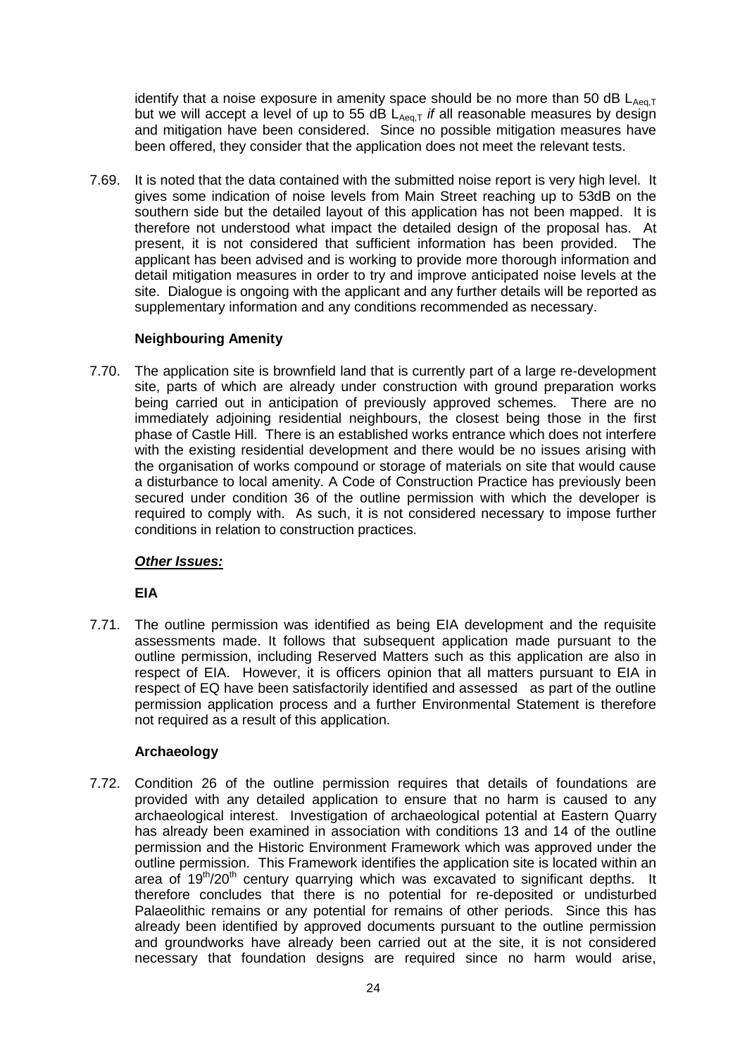identify that a noise exposure in amenity space should be no more than 50 dB $L_{Aeq,T}$ but we will accept a level of up to 55 dB $L_{Aeq,T}$ *if* all reasonable measures by design and mitigation have been considered. Since no possible mitigation measures have been offered, they consider that the application does not meet the relevant tests.

7.69. It is noted that the data contained with the submitted noise report is very high level. It gives some indication of noise levels from Main Street reaching up to 53dB on the southern side but the detailed layout of this application has not been mapped. It is therefore not understood what impact the detailed design of the proposal has. At present, it is not considered that sufficient information has been provided. The applicant has been advised and is working to provide more thorough information and detail mitigation measures in order to try and improve anticipated noise levels at the site. Dialogue is ongoing with the applicant and any further details will be reported as supplementary information and any conditions recommended as necessary.

**Neighbouring Amenity**

7.70. The application site is brownfield land that is currently part of a large re-development site, parts of which are already under construction with ground preparation works being carried out in anticipation of previously approved schemes. There are no immediately adjoining residential neighbours, the closest being those in the first phase of Castle Hill. There is an established works entrance which does not interfere with the existing residential development and there would be no issues arising with the organisation of works compound or storage of materials on site that would cause a disturbance to local amenity. A Code of Construction Practice has previously been secured under condition 36 of the outline permission with which the developer is required to comply with. As such, it is not considered necessary to impose further conditions in relation to construction practices.

***Other Issues:***

**EIA**

7.71. The outline permission was identified as being EIA development and the requisite assessments made. It follows that subsequent application made pursuant to the outline permission, including Reserved Matters such as this application are also in respect of EIA. However, it is officers opinion that all matters pursuant to EIA in respect of EQ have been satisfactorily identified and assessed as part of the outline permission application process and a further Environmental Statement is therefore not required as a result of this application.

**Archaeology**

7.72. Condition 26 of the outline permission requires that details of foundations are provided with any detailed application to ensure that no harm is caused to any archaeological interest. Investigation of archaeological potential at Eastern Quarry has already been examined in association with conditions 13 and 14 of the outline permission and the Historic Environment Framework which was approved under the outline permission. This Framework identifies the application site is located within an area of 19th/20th century quarrying which was excavated to significant depths. It therefore concludes that there is no potential for re-deposited or undisturbed Palaeolithic remains or any potential for remains of other periods. Since this has already been identified by approved documents pursuant to the outline permission and groundworks have already been carried out at the site, it is not considered necessary that foundation designs are required since no harm would arise,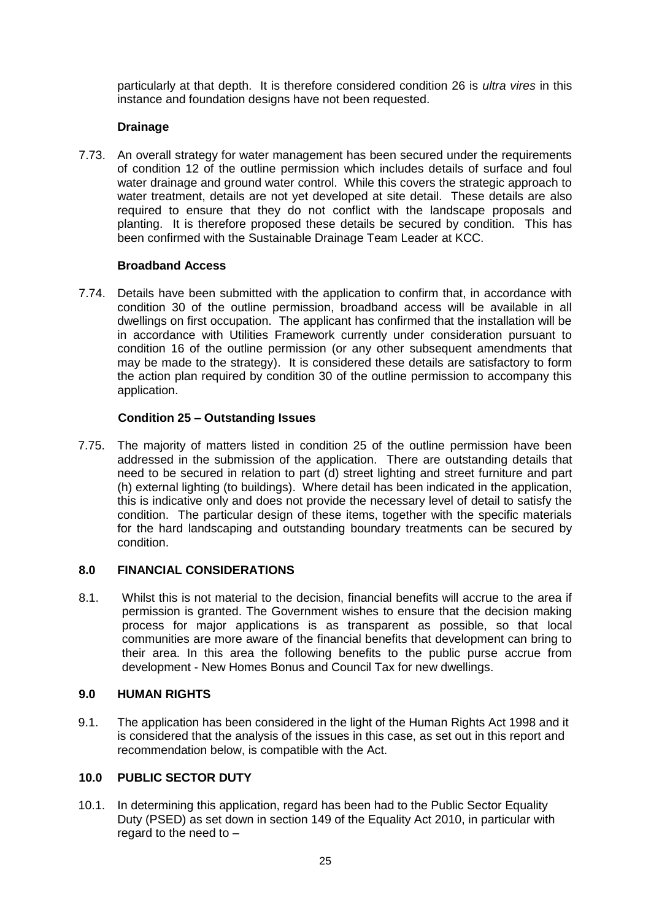particularly at that depth. It is therefore considered condition 26 is *ultra vires* in this instance and foundation designs have not been requested.

**Drainage**

7.73. An overall strategy for water management has been secured under the requirements of condition 12 of the outline permission which includes details of surface and foul water drainage and ground water control. While this covers the strategic approach to water treatment, details are not yet developed at site detail. These details are also required to ensure that they do not conflict with the landscape proposals and planting. It is therefore proposed these details be secured by condition. This has been confirmed with the Sustainable Drainage Team Leader at KCC.

**Broadband Access**

7.74. Details have been submitted with the application to confirm that, in accordance with condition 30 of the outline permission, broadband access will be available in all dwellings on first occupation. The applicant has confirmed that the installation will be in accordance with Utilities Framework currently under consideration pursuant to condition 16 of the outline permission (or any other subsequent amendments that may be made to the strategy). It is considered these details are satisfactory to form the action plan required by condition 30 of the outline permission to accompany this application.

**Condition 25 – Outstanding Issues**

7.75. The majority of matters listed in condition 25 of the outline permission have been addressed in the submission of the application. There are outstanding details that need to be secured in relation to part (d) street lighting and street furniture and part (h) external lighting (to buildings). Where detail has been indicated in the application, this is indicative only and does not provide the necessary level of detail to satisfy the condition. The particular design of these items, together with the specific materials for the hard landscaping and outstanding boundary treatments can be secured by condition.

## 8.0 FINANCIAL CONSIDERATIONS

8.1. Whilst this is not material to the decision, financial benefits will accrue to the area if permission is granted. The Government wishes to ensure that the decision making process for major applications is as transparent as possible, so that local communities are more aware of the financial benefits that development can bring to their area. In this area the following benefits to the public purse accrue from development - New Homes Bonus and Council Tax for new dwellings.

## 9.0 HUMAN RIGHTS

9.1. The application has been considered in the light of the Human Rights Act 1998 and it is considered that the analysis of the issues in this case, as set out in this report and recommendation below, is compatible with the Act.

## 10.0 PUBLIC SECTOR DUTY

10.1. In determining this application, regard has been had to the Public Sector Equality Duty (PSED) as set down in section 149 of the Equality Act 2010, in particular with regard to the need to –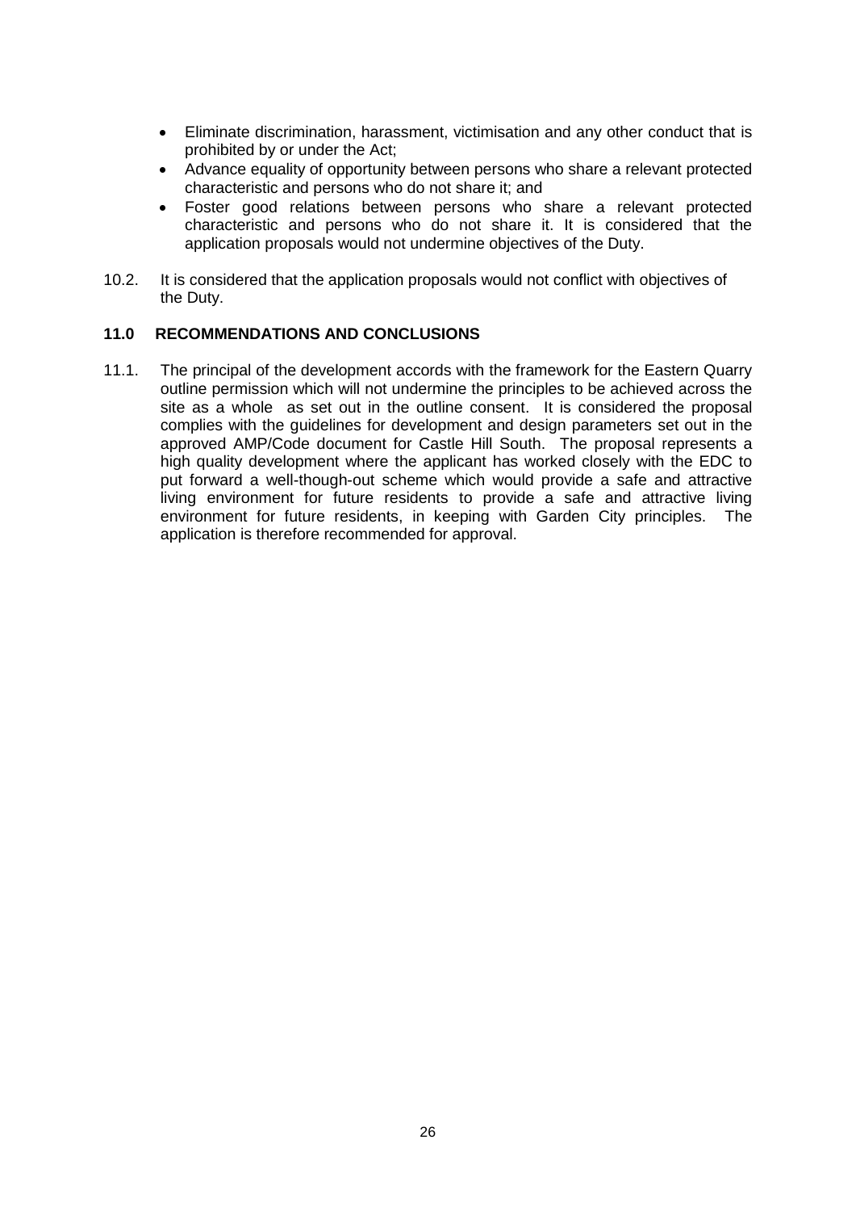- Eliminate discrimination, harassment, victimisation and any other conduct that is prohibited by or under the Act;
- Advance equality of opportunity between persons who share a relevant protected characteristic and persons who do not share it; and
- Foster good relations between persons who share a relevant protected characteristic and persons who do not share it. It is considered that the application proposals would not undermine objectives of the Duty.

10.2. It is considered that the application proposals would not conflict with objectives of the Duty.

## 11.0 RECOMMENDATIONS AND CONCLUSIONS

11.1. The principal of the development accords with the framework for the Eastern Quarry outline permission which will not undermine the principles to be achieved across the site as a whole as set out in the outline consent. It is considered the proposal complies with the guidelines for development and design parameters set out in the approved AMP/Code document for Castle Hill South. The proposal represents a high quality development where the applicant has worked closely with the EDC to put forward a well-though-out scheme which would provide a safe and attractive living environment for future residents to provide a safe and attractive living environment for future residents, in keeping with Garden City principles. The application is therefore recommended for approval.